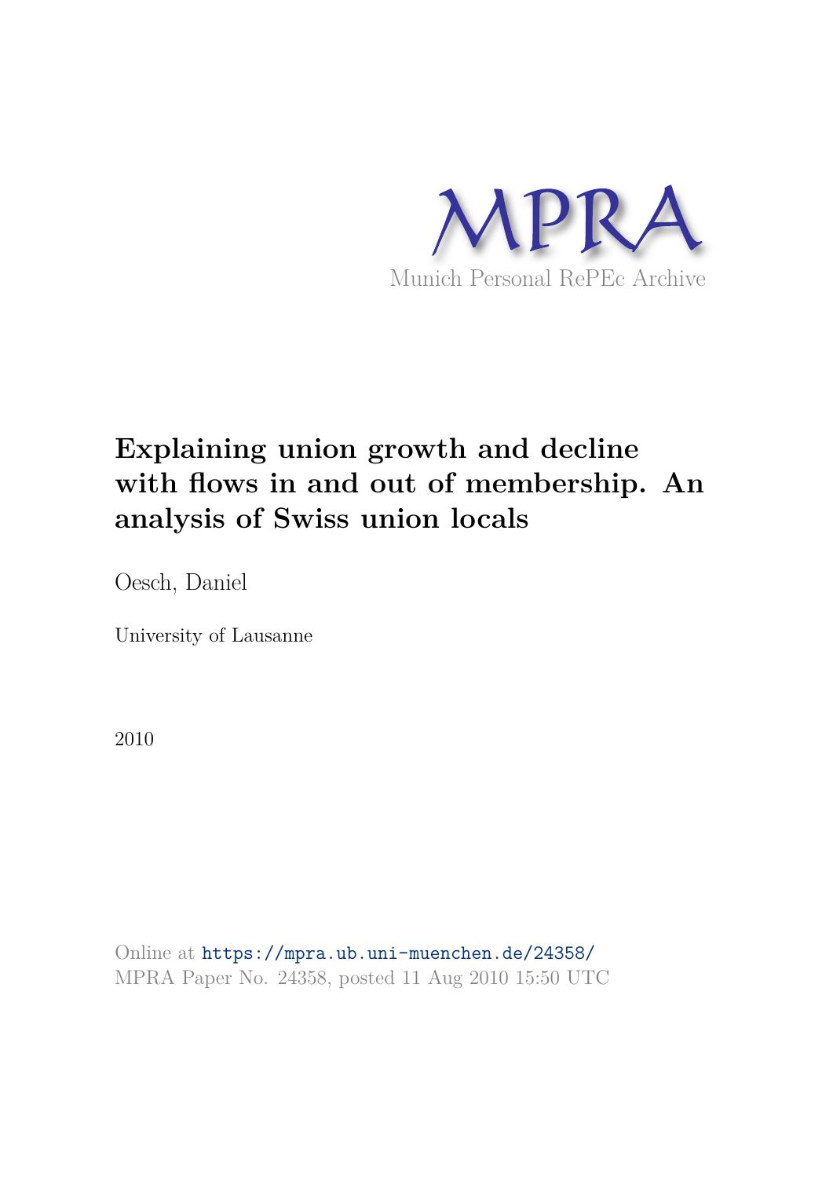MPRA

Munich Personal RePEc Archive

# Explaining union growth and decline with flows in and out of membership. An analysis of Swiss union locals

Oesch, Daniel

University of Lausanne

2010

Online at https://mpra.ub.uni-muenchen.de/24358/
MPRA Paper No. 24358, posted 11 Aug 2010 15:50 UTC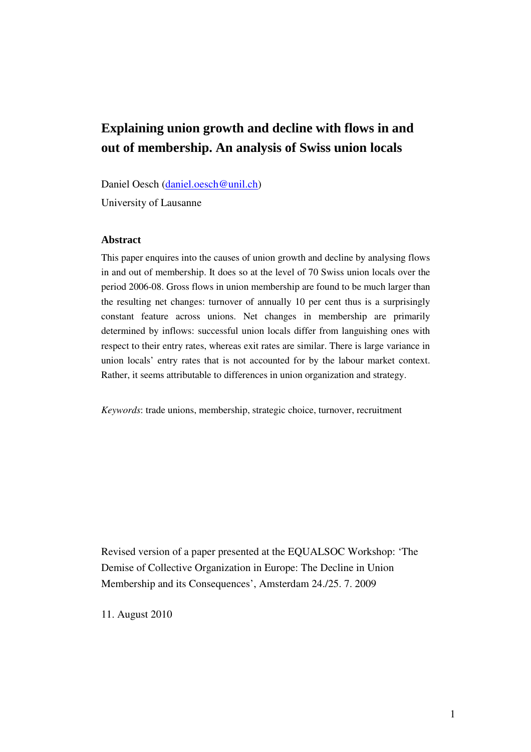# Explaining union growth and decline with flows in and out of membership. An analysis of Swiss union locals

Daniel Oesch (daniel.oesch@unil.ch)

University of Lausanne

### Abstract

This paper enquires into the causes of union growth and decline by analysing flows in and out of membership. It does so at the level of 70 Swiss union locals over the period 2006-08. Gross flows in union membership are found to be much larger than the resulting net changes: turnover of annually 10 per cent thus is a surprisingly constant feature across unions. Net changes in membership are primarily determined by inflows: successful union locals differ from languishing ones with respect to their entry rates, whereas exit rates are similar. There is large variance in union locals' entry rates that is not accounted for by the labour market context. Rather, it seems attributable to differences in union organization and strategy.

*Keywords*: trade unions, membership, strategic choice, turnover, recruitment

Revised version of a paper presented at the EQUALSOC Workshop: 'The Demise of Collective Organization in Europe: The Decline in Union Membership and its Consequences', Amsterdam 24./25. 7. 2009

11. August 2010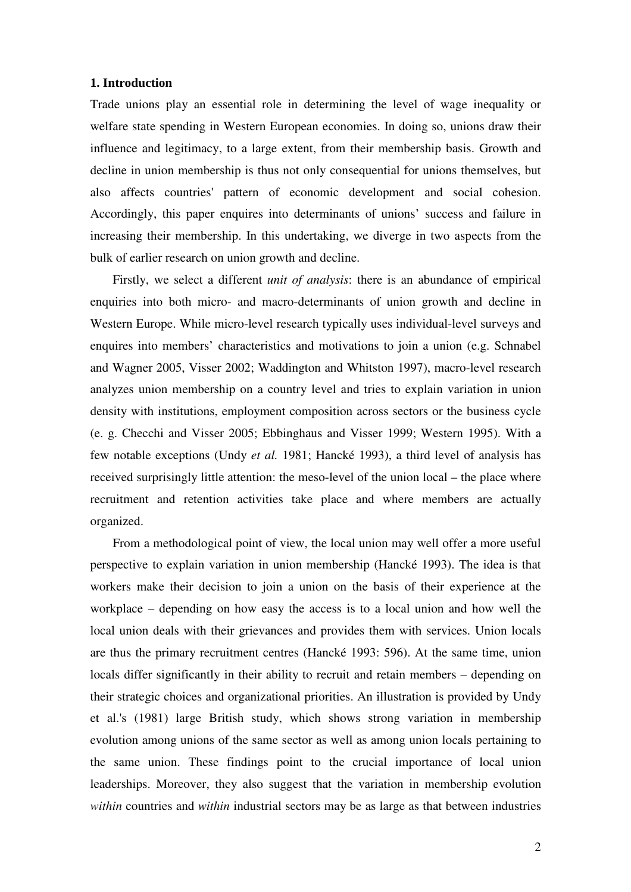## 1. Introduction

Trade unions play an essential role in determining the level of wage inequality or welfare state spending in Western European economies. In doing so, unions draw their influence and legitimacy, to a large extent, from their membership basis. Growth and decline in union membership is thus not only consequential for unions themselves, but also affects countries' pattern of economic development and social cohesion. Accordingly, this paper enquires into determinants of unions' success and failure in increasing their membership. In this undertaking, we diverge in two aspects from the bulk of earlier research on union growth and decline.

Firstly, we select a different *unit of analysis*: there is an abundance of empirical enquiries into both micro- and macro-determinants of union growth and decline in Western Europe. While micro-level research typically uses individual-level surveys and enquires into members' characteristics and motivations to join a union (e.g. Schnabel and Wagner 2005, Visser 2002; Waddington and Whitston 1997), macro-level research analyzes union membership on a country level and tries to explain variation in union density with institutions, employment composition across sectors or the business cycle (e. g. Checchi and Visser 2005; Ebbinghaus and Visser 1999; Western 1995). With a few notable exceptions (Undy *et al.* 1981; Hancké 1993), a third level of analysis has received surprisingly little attention: the meso-level of the union local – the place where recruitment and retention activities take place and where members are actually organized.

From a methodological point of view, the local union may well offer a more useful perspective to explain variation in union membership (Hancké 1993). The idea is that workers make their decision to join a union on the basis of their experience at the workplace – depending on how easy the access is to a local union and how well the local union deals with their grievances and provides them with services. Union locals are thus the primary recruitment centres (Hancké 1993: 596). At the same time, union locals differ significantly in their ability to recruit and retain members – depending on their strategic choices and organizational priorities. An illustration is provided by Undy et al.'s (1981) large British study, which shows strong variation in membership evolution among unions of the same sector as well as among union locals pertaining to the same union. These findings point to the crucial importance of local union leaderships. Moreover, they also suggest that the variation in membership evolution *within* countries and *within* industrial sectors may be as large as that between industries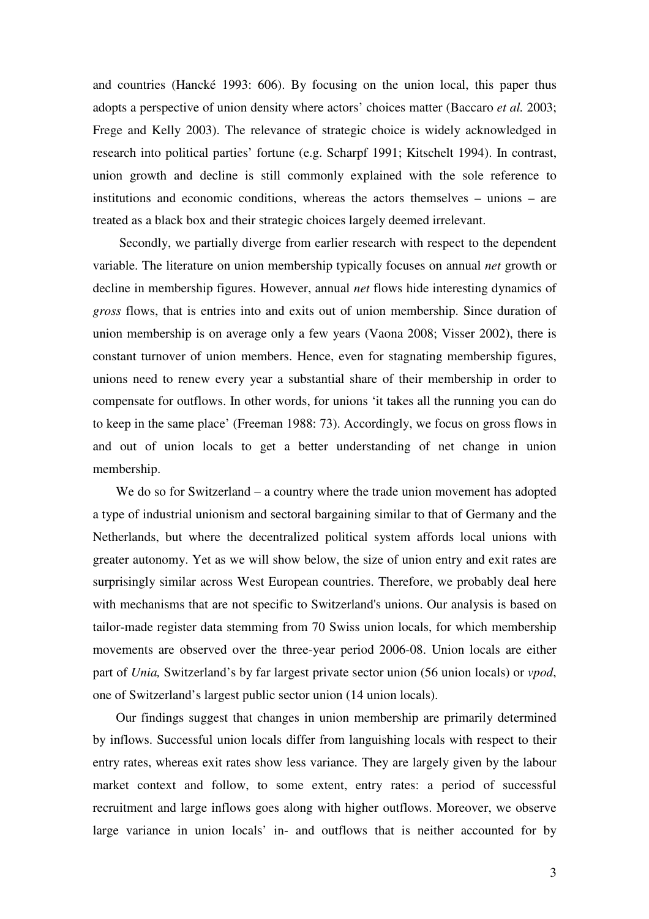and countries (Hancké 1993: 606). By focusing on the union local, this paper thus adopts a perspective of union density where actors' choices matter (Baccaro *et al.* 2003; Frege and Kelly 2003). The relevance of strategic choice is widely acknowledged in research into political parties' fortune (e.g. Scharpf 1991; Kitschelt 1994). In contrast, union growth and decline is still commonly explained with the sole reference to institutions and economic conditions, whereas the actors themselves – unions – are treated as a black box and their strategic choices largely deemed irrelevant.

Secondly, we partially diverge from earlier research with respect to the dependent variable. The literature on union membership typically focuses on annual *net* growth or decline in membership figures. However, annual *net* flows hide interesting dynamics of *gross* flows, that is entries into and exits out of union membership. Since duration of union membership is on average only a few years (Vaona 2008; Visser 2002), there is constant turnover of union members. Hence, even for stagnating membership figures, unions need to renew every year a substantial share of their membership in order to compensate for outflows. In other words, for unions 'it takes all the running you can do to keep in the same place' (Freeman 1988: 73). Accordingly, we focus on gross flows in and out of union locals to get a better understanding of net change in union membership.

We do so for Switzerland – a country where the trade union movement has adopted a type of industrial unionism and sectoral bargaining similar to that of Germany and the Netherlands, but where the decentralized political system affords local unions with greater autonomy. Yet as we will show below, the size of union entry and exit rates are surprisingly similar across West European countries. Therefore, we probably deal here with mechanisms that are not specific to Switzerland's unions. Our analysis is based on tailor-made register data stemming from 70 Swiss union locals, for which membership movements are observed over the three-year period 2006-08. Union locals are either part of *Unia,* Switzerland's by far largest private sector union (56 union locals) or *vpod*, one of Switzerland's largest public sector union (14 union locals).

Our findings suggest that changes in union membership are primarily determined by inflows. Successful union locals differ from languishing locals with respect to their entry rates, whereas exit rates show less variance. They are largely given by the labour market context and follow, to some extent, entry rates: a period of successful recruitment and large inflows goes along with higher outflows. Moreover, we observe large variance in union locals' in- and outflows that is neither accounted for by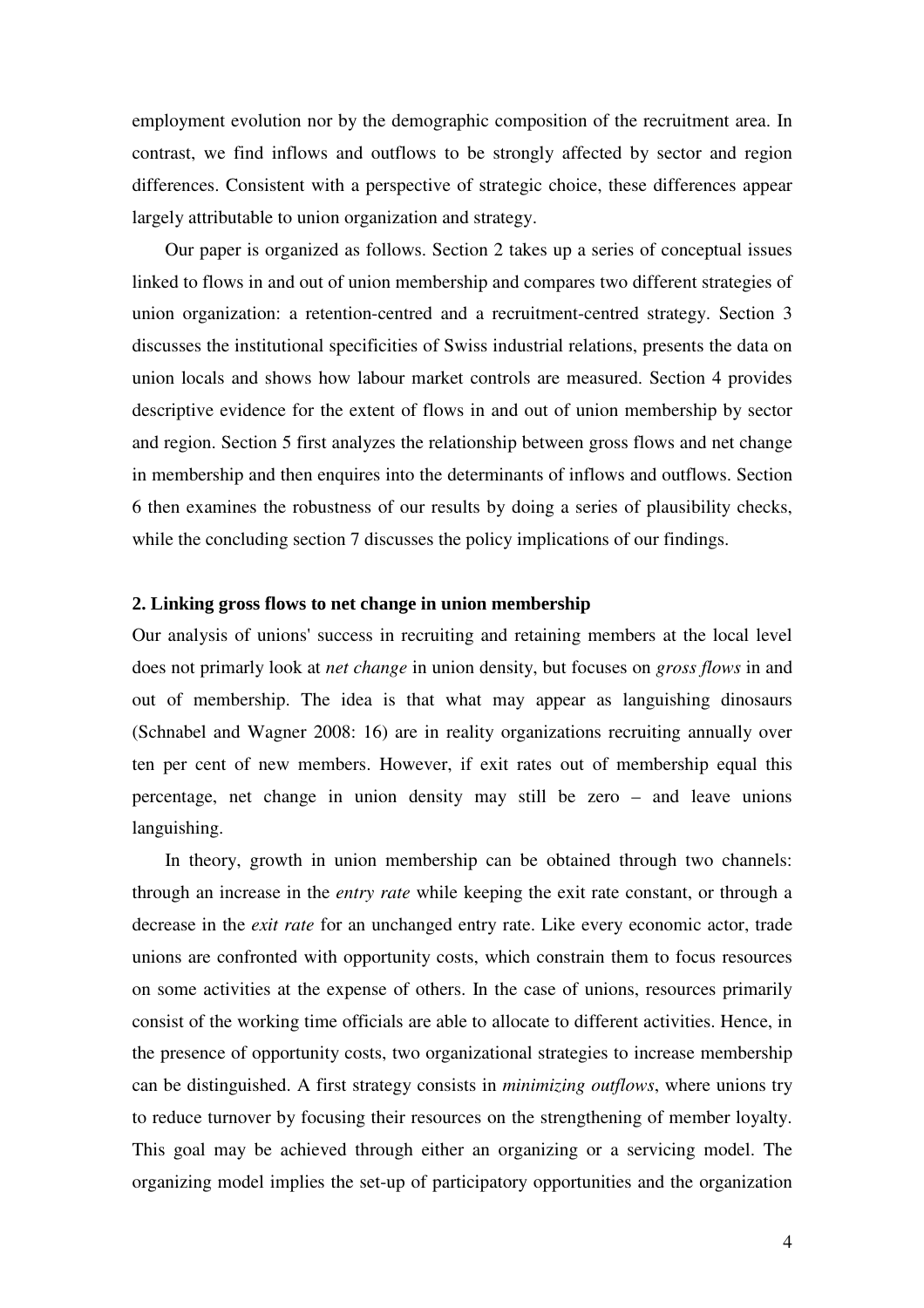employment evolution nor by the demographic composition of the recruitment area. In contrast, we find inflows and outflows to be strongly affected by sector and region differences. Consistent with a perspective of strategic choice, these differences appear largely attributable to union organization and strategy.

Our paper is organized as follows. Section 2 takes up a series of conceptual issues linked to flows in and out of union membership and compares two different strategies of union organization: a retention-centred and a recruitment-centred strategy. Section 3 discusses the institutional specificities of Swiss industrial relations, presents the data on union locals and shows how labour market controls are measured. Section 4 provides descriptive evidence for the extent of flows in and out of union membership by sector and region. Section 5 first analyzes the relationship between gross flows and net change in membership and then enquires into the determinants of inflows and outflows. Section 6 then examines the robustness of our results by doing a series of plausibility checks, while the concluding section 7 discusses the policy implications of our findings.

## 2. Linking gross flows to net change in union membership

Our analysis of unions' success in recruiting and retaining members at the local level does not primarily look at *net change* in union density, but focuses on *gross flows* in and out of membership. The idea is that what may appear as languishing dinosaurs (Schnabel and Wagner 2008: 16) are in reality organizations recruiting annually over ten per cent of new members. However, if exit rates out of membership equal this percentage, net change in union density may still be zero – and leave unions languishing.

In theory, growth in union membership can be obtained through two channels: through an increase in the *entry rate* while keeping the exit rate constant, or through a decrease in the *exit rate* for an unchanged entry rate. Like every economic actor, trade unions are confronted with opportunity costs, which constrain them to focus resources on some activities at the expense of others. In the case of unions, resources primarily consist of the working time officials are able to allocate to different activities. Hence, in the presence of opportunity costs, two organizational strategies to increase membership can be distinguished. A first strategy consists in *minimizing outflows*, where unions try to reduce turnover by focusing their resources on the strengthening of member loyalty. This goal may be achieved through either an organizing or a servicing model. The organizing model implies the set-up of participatory opportunities and the organization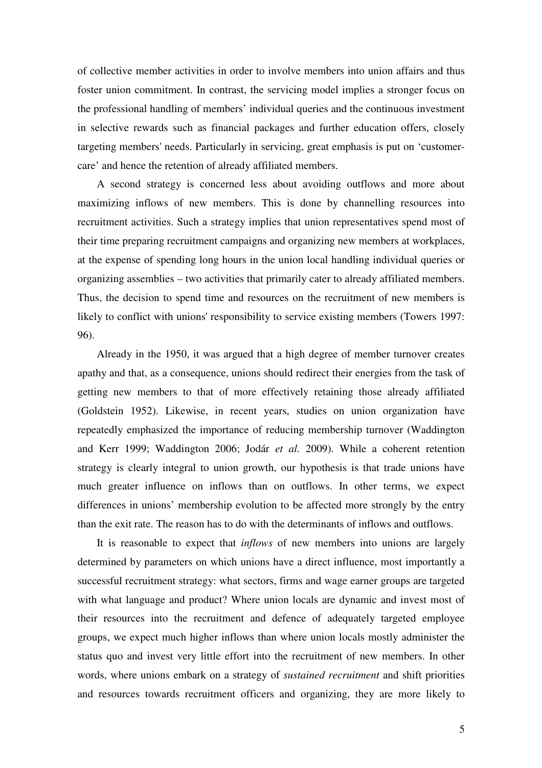of collective member activities in order to involve members into union affairs and thus foster union commitment. In contrast, the servicing model implies a stronger focus on the professional handling of members' individual queries and the continuous investment in selective rewards such as financial packages and further education offers, closely targeting members' needs. Particularly in servicing, great emphasis is put on 'customer-care' and hence the retention of already affiliated members.

A second strategy is concerned less about avoiding outflows and more about maximizing inflows of new members. This is done by channelling resources into recruitment activities. Such a strategy implies that union representatives spend most of their time preparing recruitment campaigns and organizing new members at workplaces, at the expense of spending long hours in the union local handling individual queries or organizing assemblies – two activities that primarily cater to already affiliated members. Thus, the decision to spend time and resources on the recruitment of new members is likely to conflict with unions' responsibility to service existing members (Towers 1997: 96).

Already in the 1950, it was argued that a high degree of member turnover creates apathy and that, as a consequence, unions should redirect their energies from the task of getting new members to that of more effectively retaining those already affiliated (Goldstein 1952). Likewise, in recent years, studies on union organization have repeatedly emphasized the importance of reducing membership turnover (Waddington and Kerr 1999; Waddington 2006; Jodár *et al.* 2009). While a coherent retention strategy is clearly integral to union growth, our hypothesis is that trade unions have much greater influence on inflows than on outflows. In other terms, we expect differences in unions' membership evolution to be affected more strongly by the entry than the exit rate. The reason has to do with the determinants of inflows and outflows.

It is reasonable to expect that *inflows* of new members into unions are largely determined by parameters on which unions have a direct influence, most importantly a successful recruitment strategy: what sectors, firms and wage earner groups are targeted with what language and product? Where union locals are dynamic and invest most of their resources into the recruitment and defence of adequately targeted employee groups, we expect much higher inflows than where union locals mostly administer the status quo and invest very little effort into the recruitment of new members. In other words, where unions embark on a strategy of *sustained recruitment* and shift priorities and resources towards recruitment officers and organizing, they are more likely to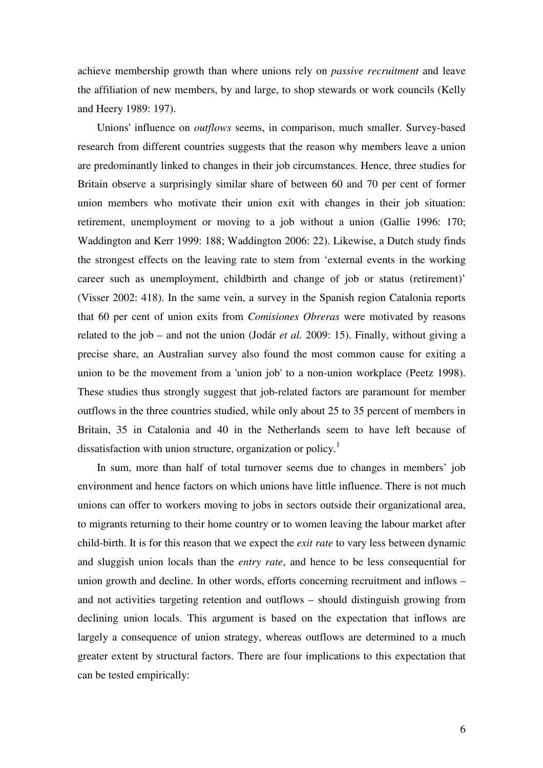achieve membership growth than where unions rely on *passive recruitment* and leave the affiliation of new members, by and large, to shop stewards or work councils (Kelly and Heery 1989: 197).

Unions' influence on *outflows* seems, in comparison, much smaller. Survey-based research from different countries suggests that the reason why members leave a union are predominantly linked to changes in their job circumstances. Hence, three studies for Britain observe a surprisingly similar share of between 60 and 70 per cent of former union members who motivate their union exit with changes in their job situation: retirement, unemployment or moving to a job without a union (Gallie 1996: 170; Waddington and Kerr 1999: 188; Waddington 2006: 22). Likewise, a Dutch study finds the strongest effects on the leaving rate to stem from 'external events in the working career such as unemployment, childbirth and change of job or status (retirement)' (Visser 2002: 418). In the same vein, a survey in the Spanish region Catalonia reports that 60 per cent of union exits from *Comisiones Obreras* were motivated by reasons related to the job – and not the union (Jodár *et al.* 2009: 15). Finally, without giving a precise share, an Australian survey also found the most common cause for exiting a union to be the movement from a 'union job' to a non-union workplace (Peetz 1998). These studies thus strongly suggest that job-related factors are paramount for member outflows in the three countries studied, while only about 25 to 35 percent of members in Britain, 35 in Catalonia and 40 in the Netherlands seem to have left because of dissatisfaction with union structure, organization or policy.[1]

In sum, more than half of total turnover seems due to changes in members' job environment and hence factors on which unions have little influence. There is not much unions can offer to workers moving to jobs in sectors outside their organizational area, to migrants returning to their home country or to women leaving the labour market after child-birth. It is for this reason that we expect the *exit rate* to vary less between dynamic and sluggish union locals than the *entry rate*, and hence to be less consequential for union growth and decline. In other words, efforts concerning recruitment and inflows – and not activities targeting retention and outflows – should distinguish growing from declining union locals. This argument is based on the expectation that inflows are largely a consequence of union strategy, whereas outflows are determined to a much greater extent by structural factors. There are four implications to this expectation that can be tested empirically: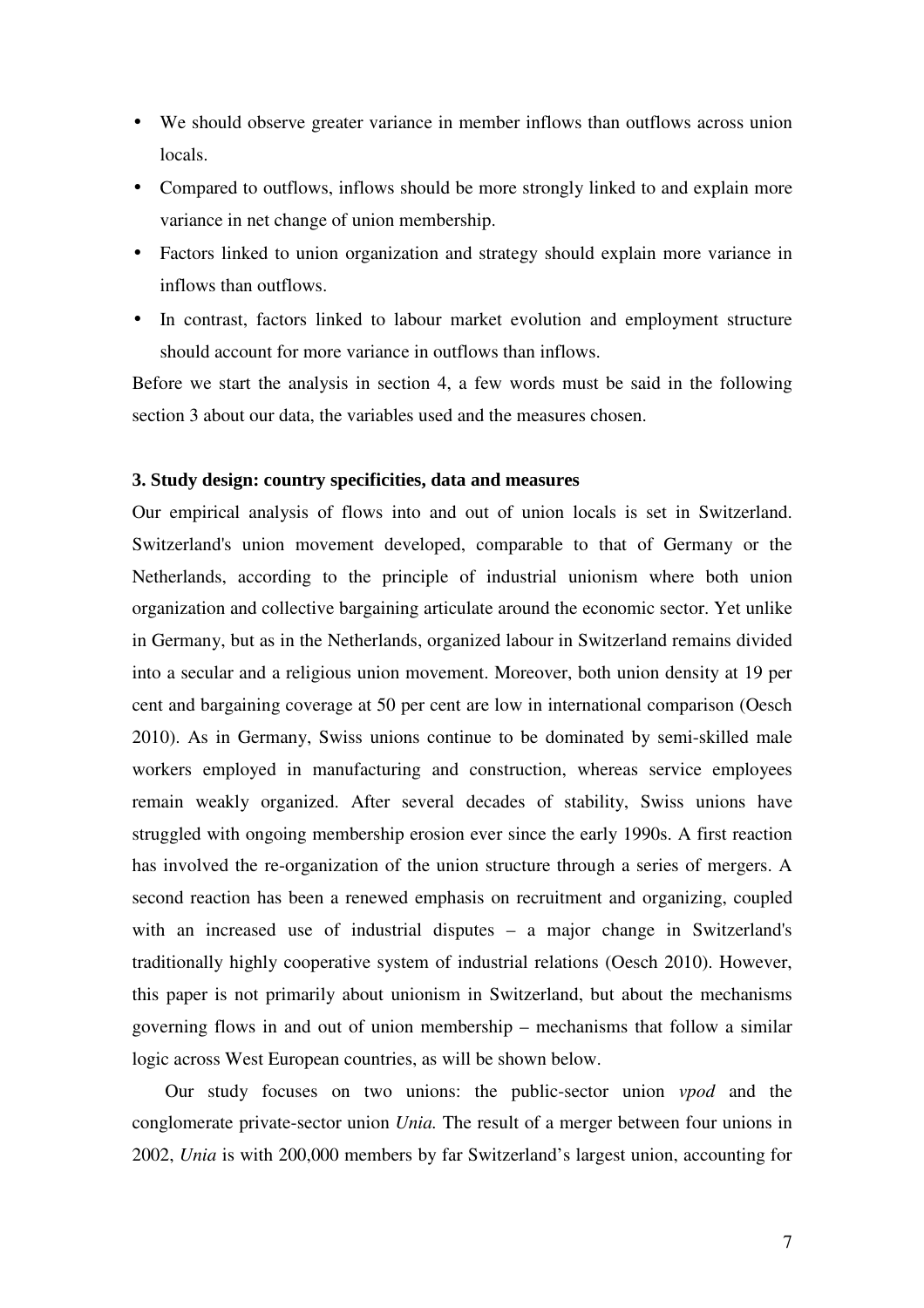- We should observe greater variance in member inflows than outflows across union locals.
- Compared to outflows, inflows should be more strongly linked to and explain more variance in net change of union membership.
- Factors linked to union organization and strategy should explain more variance in inflows than outflows.
- In contrast, factors linked to labour market evolution and employment structure should account for more variance in outflows than inflows.

Before we start the analysis in section 4, a few words must be said in the following section 3 about our data, the variables used and the measures chosen.

### 3. Study design: country specificities, data and measures

Our empirical analysis of flows into and out of union locals is set in Switzerland. Switzerland's union movement developed, comparable to that of Germany or the Netherlands, according to the principle of industrial unionism where both union organization and collective bargaining articulate around the economic sector. Yet unlike in Germany, but as in the Netherlands, organized labour in Switzerland remains divided into a secular and a religious union movement. Moreover, both union density at 19 per cent and bargaining coverage at 50 per cent are low in international comparison (Oesch 2010). As in Germany, Swiss unions continue to be dominated by semi-skilled male workers employed in manufacturing and construction, whereas service employees remain weakly organized. After several decades of stability, Swiss unions have struggled with ongoing membership erosion ever since the early 1990s. A first reaction has involved the re-organization of the union structure through a series of mergers. A second reaction has been a renewed emphasis on recruitment and organizing, coupled with an increased use of industrial disputes – a major change in Switzerland's traditionally highly cooperative system of industrial relations (Oesch 2010). However, this paper is not primarily about unionism in Switzerland, but about the mechanisms governing flows in and out of union membership – mechanisms that follow a similar logic across West European countries, as will be shown below.

Our study focuses on two unions: the public-sector union *vpod* and the conglomerate private-sector union *Unia.* The result of a merger between four unions in 2002, *Unia* is with 200,000 members by far Switzerland's largest union, accounting for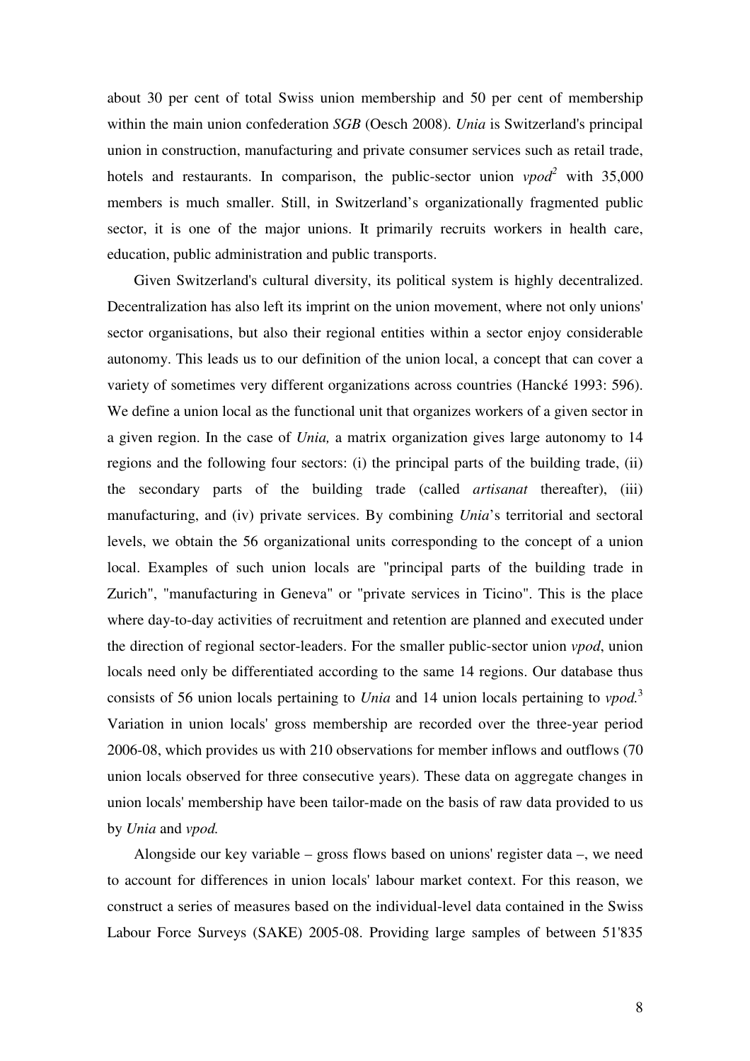about 30 per cent of total Swiss union membership and 50 per cent of membership within the main union confederation *SGB* (Oesch 2008). *Unia* is Switzerland's principal union in construction, manufacturing and private consumer services such as retail trade, hotels and restaurants. In comparison, the public-sector union *vpod*[2] with 35,000 members is much smaller. Still, in Switzerland's organizationally fragmented public sector, it is one of the major unions. It primarily recruits workers in health care, education, public administration and public transports.

Given Switzerland's cultural diversity, its political system is highly decentralized. Decentralization has also left its imprint on the union movement, where not only unions' sector organisations, but also their regional entities within a sector enjoy considerable autonomy. This leads us to our definition of the union local, a concept that can cover a variety of sometimes very different organizations across countries (Hancké 1993: 596). We define a union local as the functional unit that organizes workers of a given sector in a given region. In the case of *Unia,* a matrix organization gives large autonomy to 14 regions and the following four sectors: (i) the principal parts of the building trade, (ii) the secondary parts of the building trade (called *artisanat* thereafter), (iii) manufacturing, and (iv) private services. By combining *Unia*'s territorial and sectoral levels, we obtain the 56 organizational units corresponding to the concept of a union local. Examples of such union locals are "principal parts of the building trade in Zurich", "manufacturing in Geneva" or "private services in Ticino". This is the place where day-to-day activities of recruitment and retention are planned and executed under the direction of regional sector-leaders. For the smaller public-sector union *vpod*, union locals need only be differentiated according to the same 14 regions. Our database thus consists of 56 union locals pertaining to *Unia* and 14 union locals pertaining to *vpod.*[3] Variation in union locals' gross membership are recorded over the three-year period 2006-08, which provides us with 210 observations for member inflows and outflows (70 union locals observed for three consecutive years). These data on aggregate changes in union locals' membership have been tailor-made on the basis of raw data provided to us by *Unia* and *vpod.*

Alongside our key variable – gross flows based on unions' register data –, we need to account for differences in union locals' labour market context. For this reason, we construct a series of measures based on the individual-level data contained in the Swiss Labour Force Surveys (SAKE) 2005-08. Providing large samples of between 51'835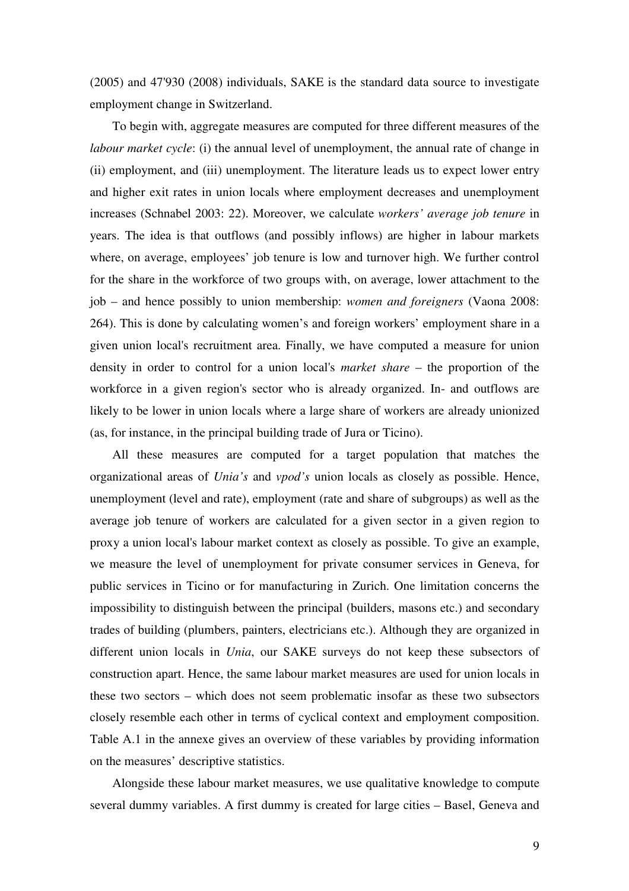(2005) and 47'930 (2008) individuals, SAKE is the standard data source to investigate employment change in Switzerland.

To begin with, aggregate measures are computed for three different measures of the *labour market cycle*: (i) the annual level of unemployment, the annual rate of change in (ii) employment, and (iii) unemployment. The literature leads us to expect lower entry and higher exit rates in union locals where employment decreases and unemployment increases (Schnabel 2003: 22). Moreover, we calculate *workers' average job tenure* in years. The idea is that outflows (and possibly inflows) are higher in labour markets where, on average, employees' job tenure is low and turnover high. We further control for the share in the workforce of two groups with, on average, lower attachment to the job – and hence possibly to union membership: *women and foreigners* (Vaona 2008: 264). This is done by calculating women's and foreign workers' employment share in a given union local's recruitment area. Finally, we have computed a measure for union density in order to control for a union local's *market share* – the proportion of the workforce in a given region's sector who is already organized. In- and outflows are likely to be lower in union locals where a large share of workers are already unionized (as, for instance, in the principal building trade of Jura or Ticino).

All these measures are computed for a target population that matches the organizational areas of *Unia's* and *vpod's* union locals as closely as possible. Hence, unemployment (level and rate), employment (rate and share of subgroups) as well as the average job tenure of workers are calculated for a given sector in a given region to proxy a union local's labour market context as closely as possible. To give an example, we measure the level of unemployment for private consumer services in Geneva, for public services in Ticino or for manufacturing in Zurich. One limitation concerns the impossibility to distinguish between the principal (builders, masons etc.) and secondary trades of building (plumbers, painters, electricians etc.). Although they are organized in different union locals in *Unia*, our SAKE surveys do not keep these subsectors of construction apart. Hence, the same labour market measures are used for union locals in these two sectors – which does not seem problematic insofar as these two subsectors closely resemble each other in terms of cyclical context and employment composition. Table A.1 in the annexe gives an overview of these variables by providing information on the measures' descriptive statistics.

Alongside these labour market measures, we use qualitative knowledge to compute several dummy variables. A first dummy is created for large cities – Basel, Geneva and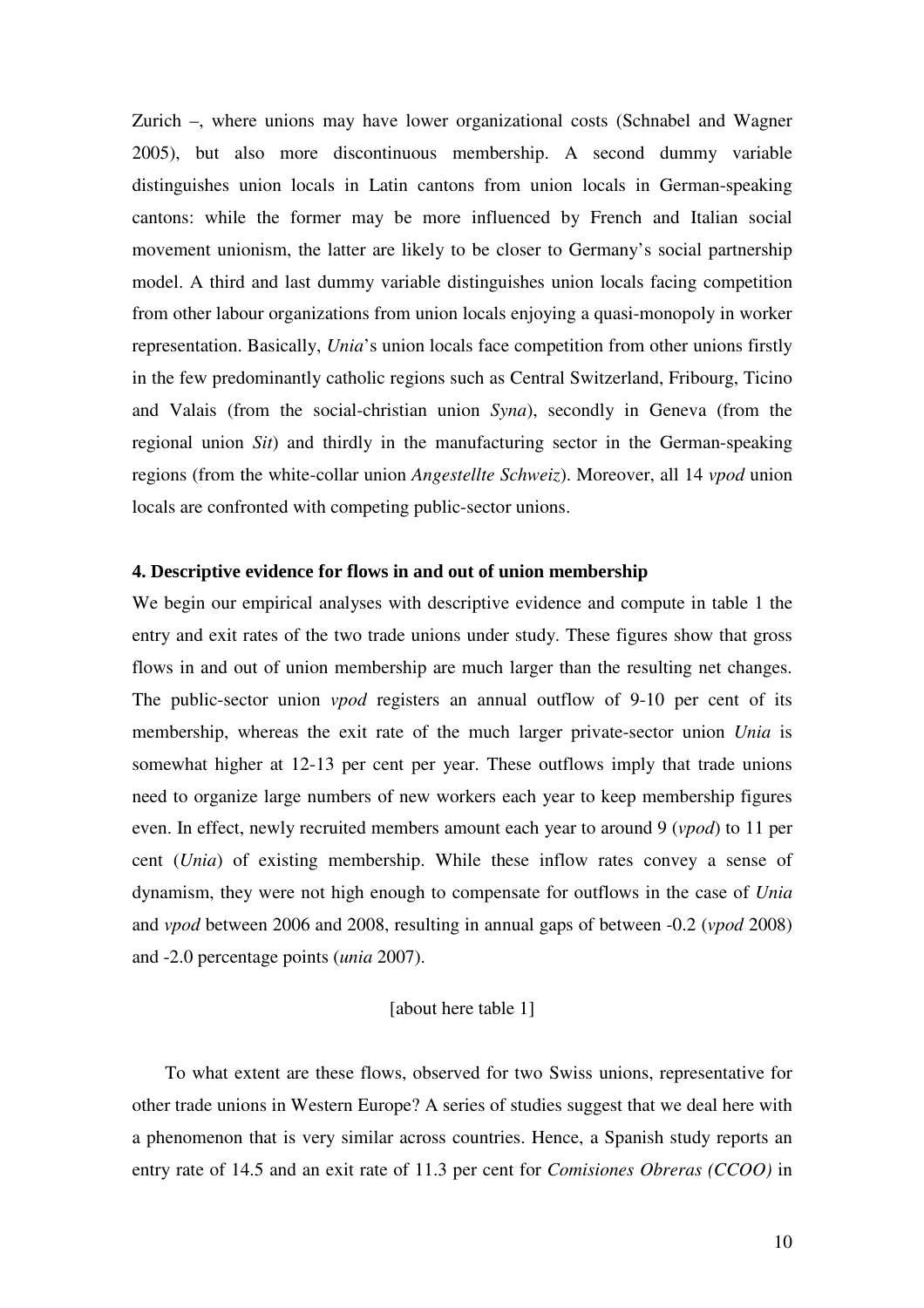Zurich –, where unions may have lower organizational costs (Schnabel and Wagner 2005), but also more discontinuous membership. A second dummy variable distinguishes union locals in Latin cantons from union locals in German-speaking cantons: while the former may be more influenced by French and Italian social movement unionism, the latter are likely to be closer to Germany's social partnership model. A third and last dummy variable distinguishes union locals facing competition from other labour organizations from union locals enjoying a quasi-monopoly in worker representation. Basically, *Unia*'s union locals face competition from other unions firstly in the few predominantly catholic regions such as Central Switzerland, Fribourg, Ticino and Valais (from the social-christian union *Syna*), secondly in Geneva (from the regional union *Sit*) and thirdly in the manufacturing sector in the German-speaking regions (from the white-collar union *Angestellte Schweiz*). Moreover, all 14 *vpod* union locals are confronted with competing public-sector unions.

### 4. Descriptive evidence for flows in and out of union membership

We begin our empirical analyses with descriptive evidence and compute in table 1 the entry and exit rates of the two trade unions under study. These figures show that gross flows in and out of union membership are much larger than the resulting net changes. The public-sector union *vpod* registers an annual outflow of 9-10 per cent of its membership, whereas the exit rate of the much larger private-sector union *Unia* is somewhat higher at 12-13 per cent per year. These outflows imply that trade unions need to organize large numbers of new workers each year to keep membership figures even. In effect, newly recruited members amount each year to around 9 (*vpod*) to 11 per cent (*Unia*) of existing membership. While these inflow rates convey a sense of dynamism, they were not high enough to compensate for outflows in the case of *Unia* and *vpod* between 2006 and 2008, resulting in annual gaps of between -0.2 (*vpod* 2008) and -2.0 percentage points (*unia* 2007).

[about here table 1]

To what extent are these flows, observed for two Swiss unions, representative for other trade unions in Western Europe? A series of studies suggest that we deal here with a phenomenon that is very similar across countries. Hence, a Spanish study reports an entry rate of 14.5 and an exit rate of 11.3 per cent for *Comisiones Obreras (CCOO)* in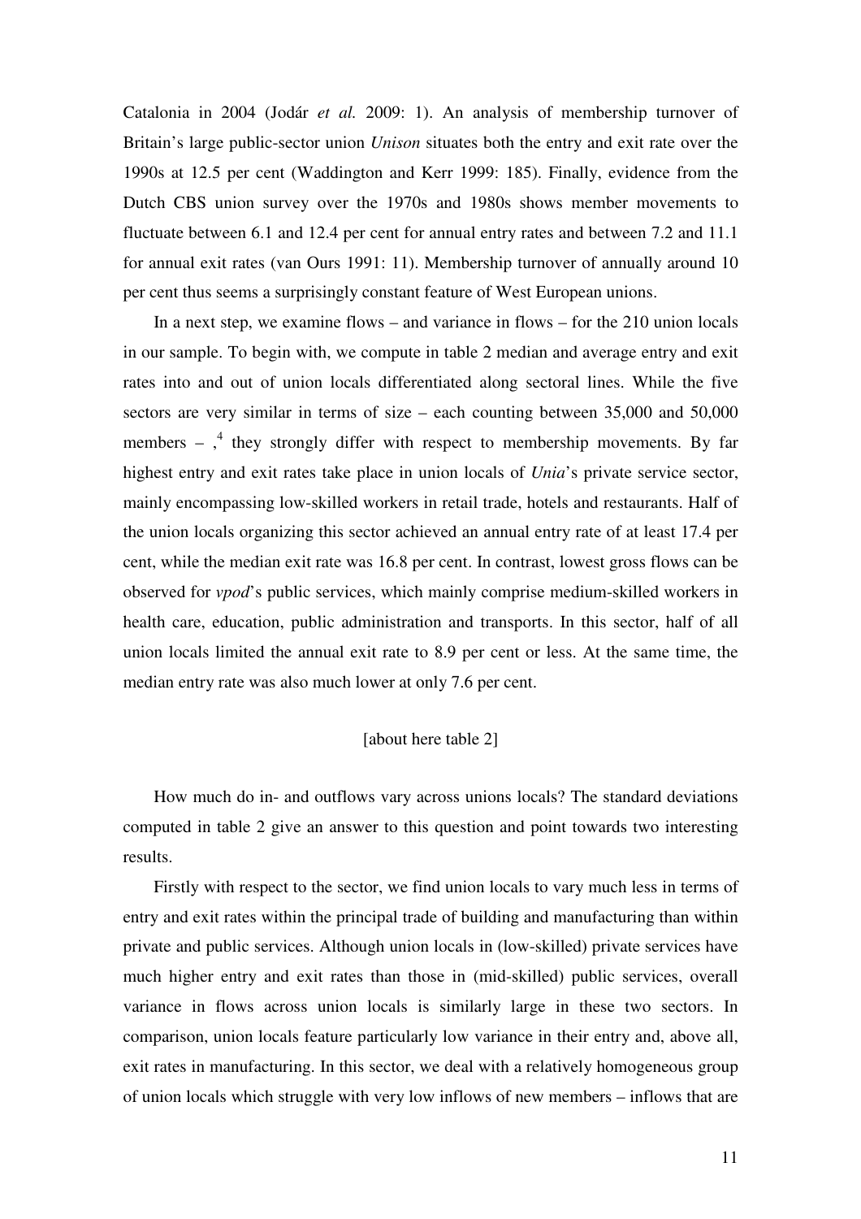Catalonia in 2004 (Jodár *et al.* 2009: 1). An analysis of membership turnover of Britain's large public-sector union *Unison* situates both the entry and exit rate over the 1990s at 12.5 per cent (Waddington and Kerr 1999: 185). Finally, evidence from the Dutch CBS union survey over the 1970s and 1980s shows member movements to fluctuate between 6.1 and 12.4 per cent for annual entry rates and between 7.2 and 11.1 for annual exit rates (van Ours 1991: 11). Membership turnover of annually around 10 per cent thus seems a surprisingly constant feature of West European unions.

In a next step, we examine flows – and variance in flows – for the 210 union locals in our sample. To begin with, we compute in table 2 median and average entry and exit rates into and out of union locals differentiated along sectoral lines. While the five sectors are very similar in terms of size – each counting between 35,000 and 50,000 members – ,[4] they strongly differ with respect to membership movements. By far highest entry and exit rates take place in union locals of *Unia*'s private service sector, mainly encompassing low-skilled workers in retail trade, hotels and restaurants. Half of the union locals organizing this sector achieved an annual entry rate of at least 17.4 per cent, while the median exit rate was 16.8 per cent. In contrast, lowest gross flows can be observed for *vpod*'s public services, which mainly comprise medium-skilled workers in health care, education, public administration and transports. In this sector, half of all union locals limited the annual exit rate to 8.9 per cent or less. At the same time, the median entry rate was also much lower at only 7.6 per cent.

[about here table 2]

How much do in- and outflows vary across unions locals? The standard deviations computed in table 2 give an answer to this question and point towards two interesting results.

Firstly with respect to the sector, we find union locals to vary much less in terms of entry and exit rates within the principal trade of building and manufacturing than within private and public services. Although union locals in (low-skilled) private services have much higher entry and exit rates than those in (mid-skilled) public services, overall variance in flows across union locals is similarly large in these two sectors. In comparison, union locals feature particularly low variance in their entry and, above all, exit rates in manufacturing. In this sector, we deal with a relatively homogeneous group of union locals which struggle with very low inflows of new members – inflows that are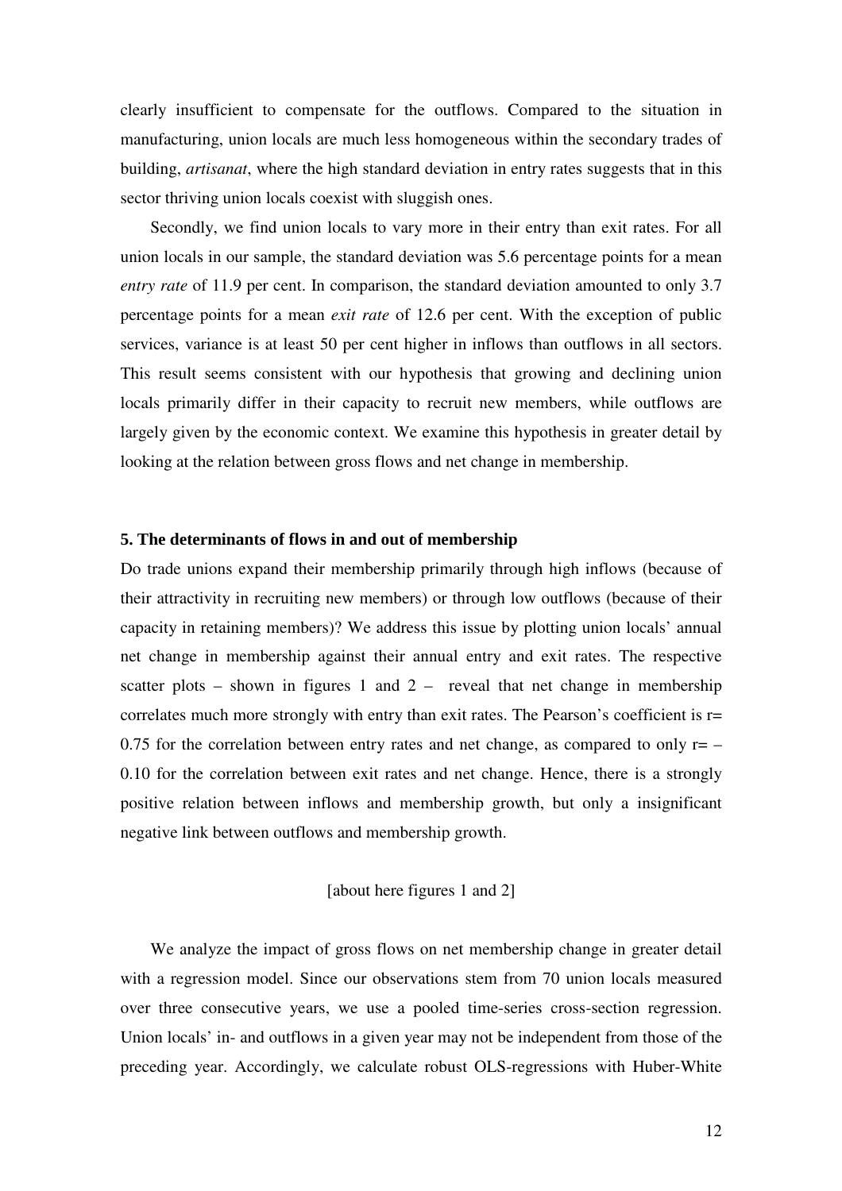clearly insufficient to compensate for the outflows. Compared to the situation in manufacturing, union locals are much less homogeneous within the secondary trades of building, *artisanat*, where the high standard deviation in entry rates suggests that in this sector thriving union locals coexist with sluggish ones.

Secondly, we find union locals to vary more in their entry than exit rates. For all union locals in our sample, the standard deviation was 5.6 percentage points for a mean *entry rate* of 11.9 per cent. In comparison, the standard deviation amounted to only 3.7 percentage points for a mean *exit rate* of 12.6 per cent. With the exception of public services, variance is at least 50 per cent higher in inflows than outflows in all sectors. This result seems consistent with our hypothesis that growing and declining union locals primarily differ in their capacity to recruit new members, while outflows are largely given by the economic context. We examine this hypothesis in greater detail by looking at the relation between gross flows and net change in membership.

## 5. The determinants of flows in and out of membership

Do trade unions expand their membership primarily through high inflows (because of their attractivity in recruiting new members) or through low outflows (because of their capacity in retaining members)? We address this issue by plotting union locals' annual net change in membership against their annual entry and exit rates. The respective scatter plots – shown in figures 1 and 2 – reveal that net change in membership correlates much more strongly with entry than exit rates. The Pearson's coefficient is $r = 0.75$ for the correlation between entry rates and net change, as compared to only $r = -0.10$ for the correlation between exit rates and net change. Hence, there is a strongly positive relation between inflows and membership growth, but only a insignificant negative link between outflows and membership growth.

[about here figures 1 and 2]

We analyze the impact of gross flows on net membership change in greater detail with a regression model. Since our observations stem from 70 union locals measured over three consecutive years, we use a pooled time-series cross-section regression. Union locals' in- and outflows in a given year may not be independent from those of the preceding year. Accordingly, we calculate robust OLS-regressions with Huber-White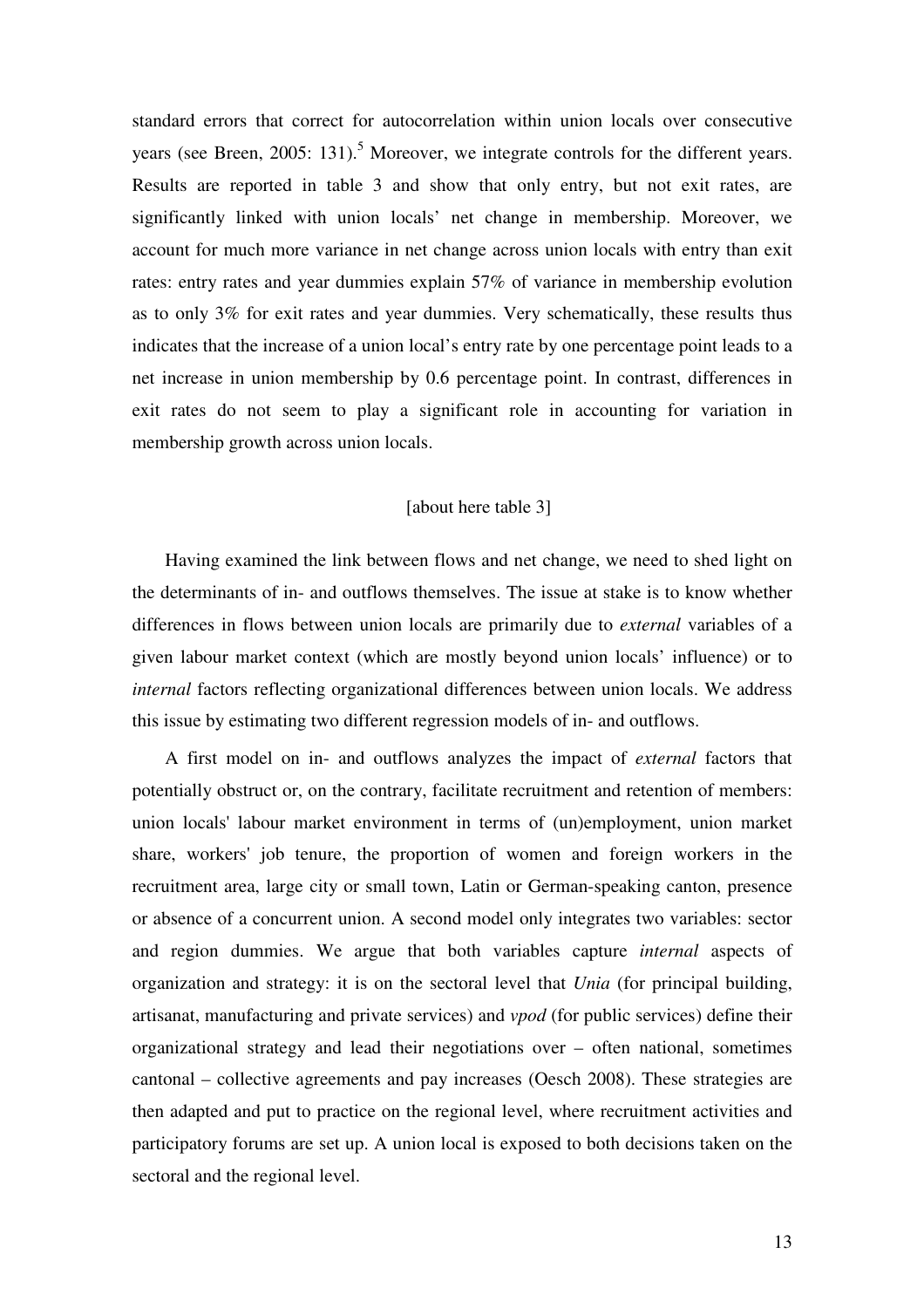standard errors that correct for autocorrelation within union locals over consecutive years (see Breen, 2005: 131).[5] Moreover, we integrate controls for the different years. Results are reported in table 3 and show that only entry, but not exit rates, are significantly linked with union locals' net change in membership. Moreover, we account for much more variance in net change across union locals with entry than exit rates: entry rates and year dummies explain 57% of variance in membership evolution as to only 3% for exit rates and year dummies. Very schematically, these results thus indicates that the increase of a union local's entry rate by one percentage point leads to a net increase in union membership by 0.6 percentage point. In contrast, differences in exit rates do not seem to play a significant role in accounting for variation in membership growth across union locals.

[about here table 3]

Having examined the link between flows and net change, we need to shed light on the determinants of in- and outflows themselves. The issue at stake is to know whether differences in flows between union locals are primarily due to *external* variables of a given labour market context (which are mostly beyond union locals' influence) or to *internal* factors reflecting organizational differences between union locals. We address this issue by estimating two different regression models of in- and outflows.

A first model on in- and outflows analyzes the impact of *external* factors that potentially obstruct or, on the contrary, facilitate recruitment and retention of members: union locals' labour market environment in terms of (un)employment, union market share, workers' job tenure, the proportion of women and foreign workers in the recruitment area, large city or small town, Latin or German-speaking canton, presence or absence of a concurrent union. A second model only integrates two variables: sector and region dummies. We argue that both variables capture *internal* aspects of organization and strategy: it is on the sectoral level that *Unia* (for principal building, artisanat, manufacturing and private services) and *vpod* (for public services) define their organizational strategy and lead their negotiations over – often national, sometimes cantonal – collective agreements and pay increases (Oesch 2008). These strategies are then adapted and put to practice on the regional level, where recruitment activities and participatory forums are set up. A union local is exposed to both decisions taken on the sectoral and the regional level.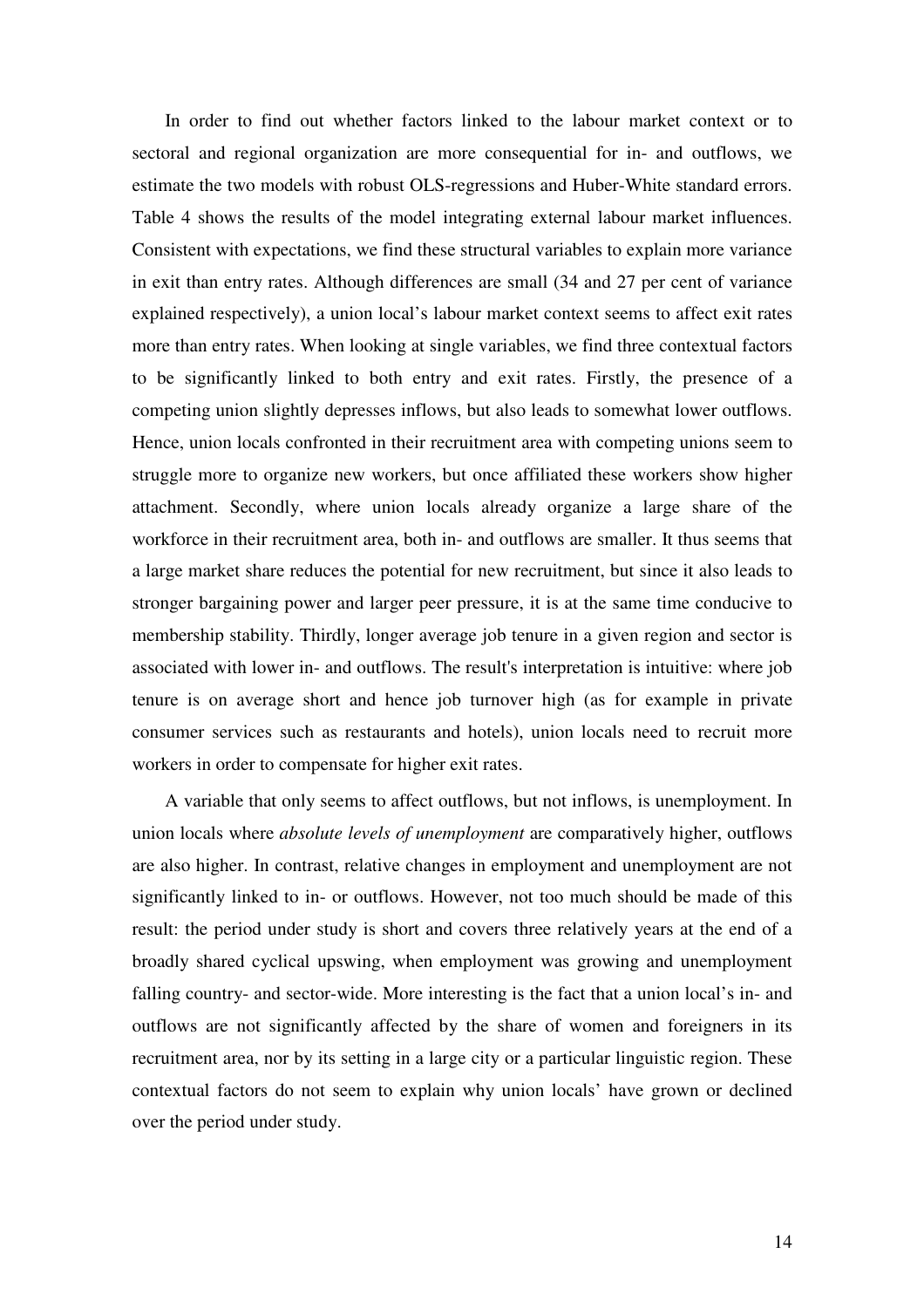In order to find out whether factors linked to the labour market context or to sectoral and regional organization are more consequential for in- and outflows, we estimate the two models with robust OLS-regressions and Huber-White standard errors. Table 4 shows the results of the model integrating external labour market influences. Consistent with expectations, we find these structural variables to explain more variance in exit than entry rates. Although differences are small (34 and 27 per cent of variance explained respectively), a union local's labour market context seems to affect exit rates more than entry rates. When looking at single variables, we find three contextual factors to be significantly linked to both entry and exit rates. Firstly, the presence of a competing union slightly depresses inflows, but also leads to somewhat lower outflows. Hence, union locals confronted in their recruitment area with competing unions seem to struggle more to organize new workers, but once affiliated these workers show higher attachment. Secondly, where union locals already organize a large share of the workforce in their recruitment area, both in- and outflows are smaller. It thus seems that a large market share reduces the potential for new recruitment, but since it also leads to stronger bargaining power and larger peer pressure, it is at the same time conducive to membership stability. Thirdly, longer average job tenure in a given region and sector is associated with lower in- and outflows. The result's interpretation is intuitive: where job tenure is on average short and hence job turnover high (as for example in private consumer services such as restaurants and hotels), union locals need to recruit more workers in order to compensate for higher exit rates.

A variable that only seems to affect outflows, but not inflows, is unemployment. In union locals where *absolute levels of unemployment* are comparatively higher, outflows are also higher. In contrast, relative changes in employment and unemployment are not significantly linked to in- or outflows. However, not too much should be made of this result: the period under study is short and covers three relatively years at the end of a broadly shared cyclical upswing, when employment was growing and unemployment falling country- and sector-wide. More interesting is the fact that a union local's in- and outflows are not significantly affected by the share of women and foreigners in its recruitment area, nor by its setting in a large city or a particular linguistic region. These contextual factors do not seem to explain why union locals' have grown or declined over the period under study.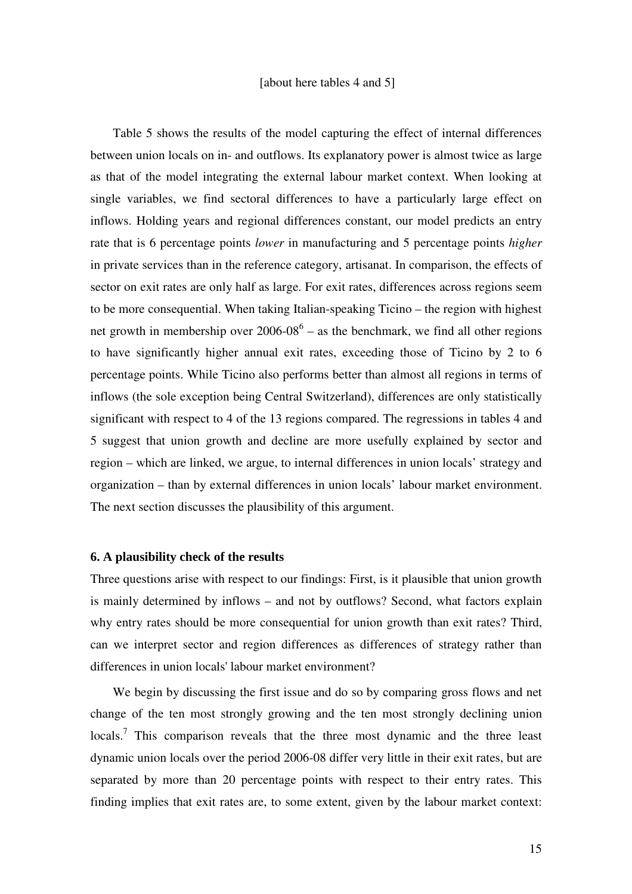[about here tables 4 and 5]

Table 5 shows the results of the model capturing the effect of internal differences between union locals on in- and outflows. Its explanatory power is almost twice as large as that of the model integrating the external labour market context. When looking at single variables, we find sectoral differences to have a particularly large effect on inflows. Holding years and regional differences constant, our model predicts an entry rate that is 6 percentage points *lower* in manufacturing and 5 percentage points *higher* in private services than in the reference category, artisanat. In comparison, the effects of sector on exit rates are only half as large. For exit rates, differences across regions seem to be more consequential. When taking Italian-speaking Ticino – the region with highest net growth in membership over 2006-08[6] – as the benchmark, we find all other regions to have significantly higher annual exit rates, exceeding those of Ticino by 2 to 6 percentage points. While Ticino also performs better than almost all regions in terms of inflows (the sole exception being Central Switzerland), differences are only statistically significant with respect to 4 of the 13 regions compared. The regressions in tables 4 and 5 suggest that union growth and decline are more usefully explained by sector and region – which are linked, we argue, to internal differences in union locals' strategy and organization – than by external differences in union locals' labour market environment. The next section discusses the plausibility of this argument.

## 6. A plausibility check of the results

Three questions arise with respect to our findings: First, is it plausible that union growth is mainly determined by inflows – and not by outflows? Second, what factors explain why entry rates should be more consequential for union growth than exit rates? Third, can we interpret sector and region differences as differences of strategy rather than differences in union locals' labour market environment?

We begin by discussing the first issue and do so by comparing gross flows and net change of the ten most strongly growing and the ten most strongly declining union locals.[7] This comparison reveals that the three most dynamic and the three least dynamic union locals over the period 2006-08 differ very little in their exit rates, but are separated by more than 20 percentage points with respect to their entry rates. This finding implies that exit rates are, to some extent, given by the labour market context: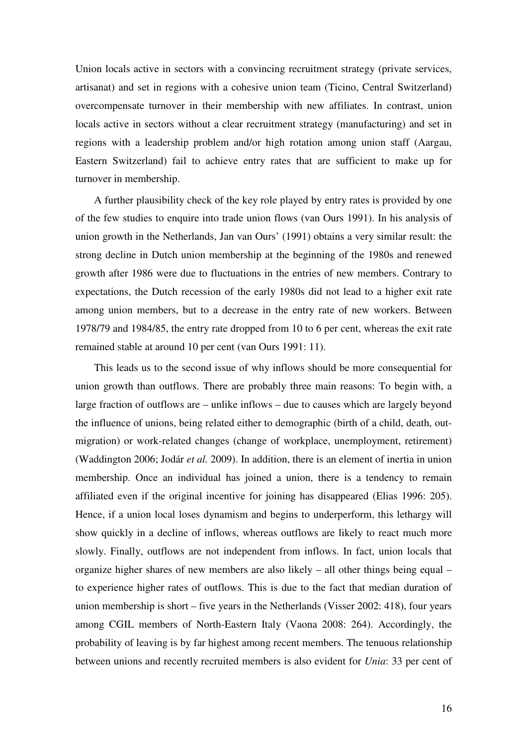Union locals active in sectors with a convincing recruitment strategy (private services, artisanat) and set in regions with a cohesive union team (Ticino, Central Switzerland) overcompensate turnover in their membership with new affiliates. In contrast, union locals active in sectors without a clear recruitment strategy (manufacturing) and set in regions with a leadership problem and/or high rotation among union staff (Aargau, Eastern Switzerland) fail to achieve entry rates that are sufficient to make up for turnover in membership.

A further plausibility check of the key role played by entry rates is provided by one of the few studies to enquire into trade union flows (van Ours 1991). In his analysis of union growth in the Netherlands, Jan van Ours' (1991) obtains a very similar result: the strong decline in Dutch union membership at the beginning of the 1980s and renewed growth after 1986 were due to fluctuations in the entries of new members. Contrary to expectations, the Dutch recession of the early 1980s did not lead to a higher exit rate among union members, but to a decrease in the entry rate of new workers. Between 1978/79 and 1984/85, the entry rate dropped from 10 to 6 per cent, whereas the exit rate remained stable at around 10 per cent (van Ours 1991: 11).

This leads us to the second issue of why inflows should be more consequential for union growth than outflows. There are probably three main reasons: To begin with, a large fraction of outflows are – unlike inflows – due to causes which are largely beyond the influence of unions, being related either to demographic (birth of a child, death, out-migration) or work-related changes (change of workplace, unemployment, retirement) (Waddington 2006; Jodár *et al.* 2009). In addition, there is an element of inertia in union membership. Once an individual has joined a union, there is a tendency to remain affiliated even if the original incentive for joining has disappeared (Elias 1996: 205). Hence, if a union local loses dynamism and begins to underperform, this lethargy will show quickly in a decline of inflows, whereas outflows are likely to react much more slowly. Finally, outflows are not independent from inflows. In fact, union locals that organize higher shares of new members are also likely – all other things being equal – to experience higher rates of outflows. This is due to the fact that median duration of union membership is short – five years in the Netherlands (Visser 2002: 418), four years among CGIL members of North-Eastern Italy (Vaona 2008: 264). Accordingly, the probability of leaving is by far highest among recent members. The tenuous relationship between unions and recently recruited members is also evident for *Unia*: 33 per cent of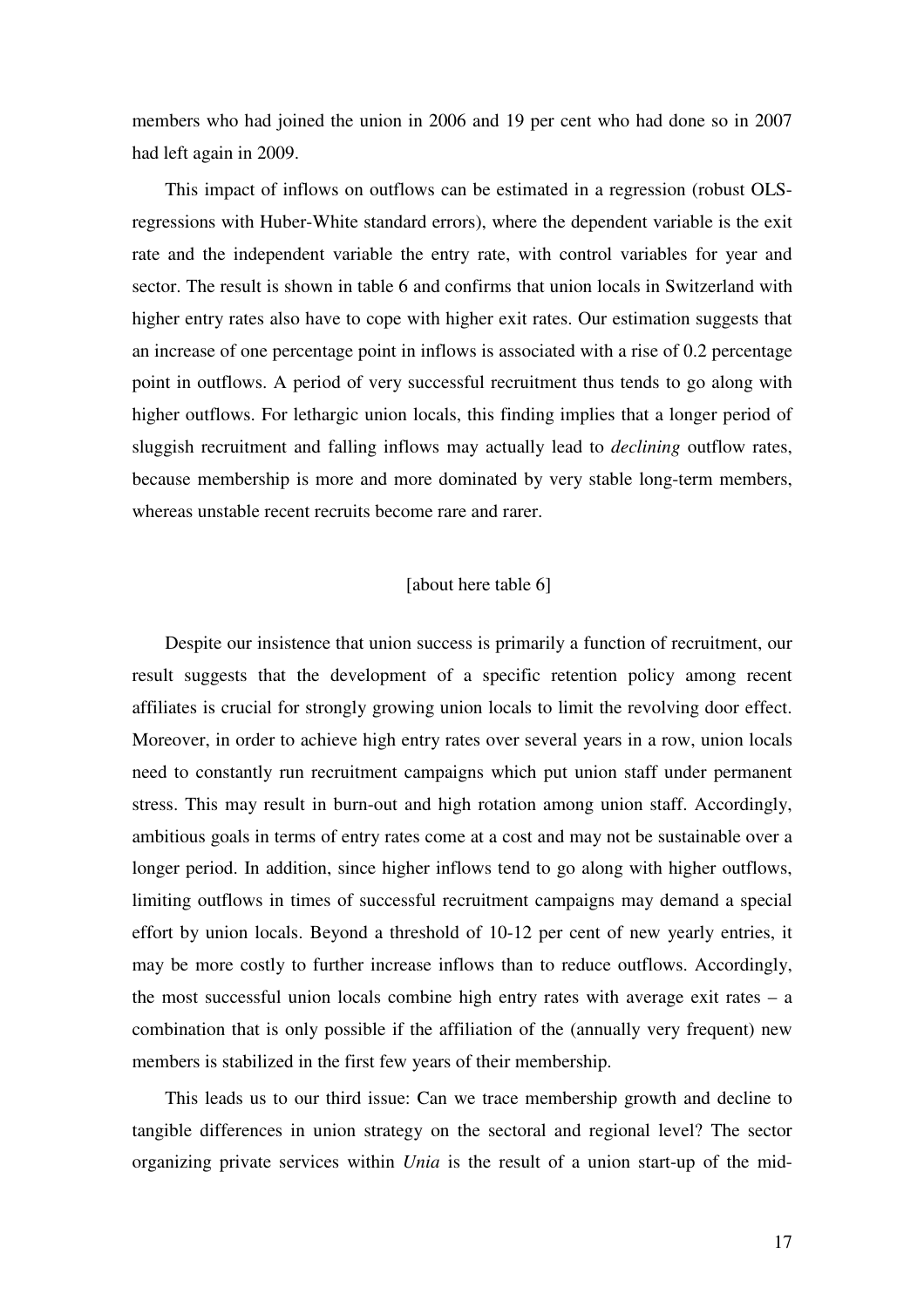members who had joined the union in 2006 and 19 per cent who had done so in 2007 had left again in 2009.

This impact of inflows on outflows can be estimated in a regression (robust OLS-regressions with Huber-White standard errors), where the dependent variable is the exit rate and the independent variable the entry rate, with control variables for year and sector. The result is shown in table 6 and confirms that union locals in Switzerland with higher entry rates also have to cope with higher exit rates. Our estimation suggests that an increase of one percentage point in inflows is associated with a rise of 0.2 percentage point in outflows. A period of very successful recruitment thus tends to go along with higher outflows. For lethargic union locals, this finding implies that a longer period of sluggish recruitment and falling inflows may actually lead to *declining* outflow rates, because membership is more and more dominated by very stable long-term members, whereas unstable recent recruits become rare and rarer.

[about here table 6]

Despite our insistence that union success is primarily a function of recruitment, our result suggests that the development of a specific retention policy among recent affiliates is crucial for strongly growing union locals to limit the revolving door effect. Moreover, in order to achieve high entry rates over several years in a row, union locals need to constantly run recruitment campaigns which put union staff under permanent stress. This may result in burn-out and high rotation among union staff. Accordingly, ambitious goals in terms of entry rates come at a cost and may not be sustainable over a longer period. In addition, since higher inflows tend to go along with higher outflows, limiting outflows in times of successful recruitment campaigns may demand a special effort by union locals. Beyond a threshold of 10-12 per cent of new yearly entries, it may be more costly to further increase inflows than to reduce outflows. Accordingly, the most successful union locals combine high entry rates with average exit rates – a combination that is only possible if the affiliation of the (annually very frequent) new members is stabilized in the first few years of their membership.

This leads us to our third issue: Can we trace membership growth and decline to tangible differences in union strategy on the sectoral and regional level? The sector organizing private services within *Unia* is the result of a union start-up of the mid-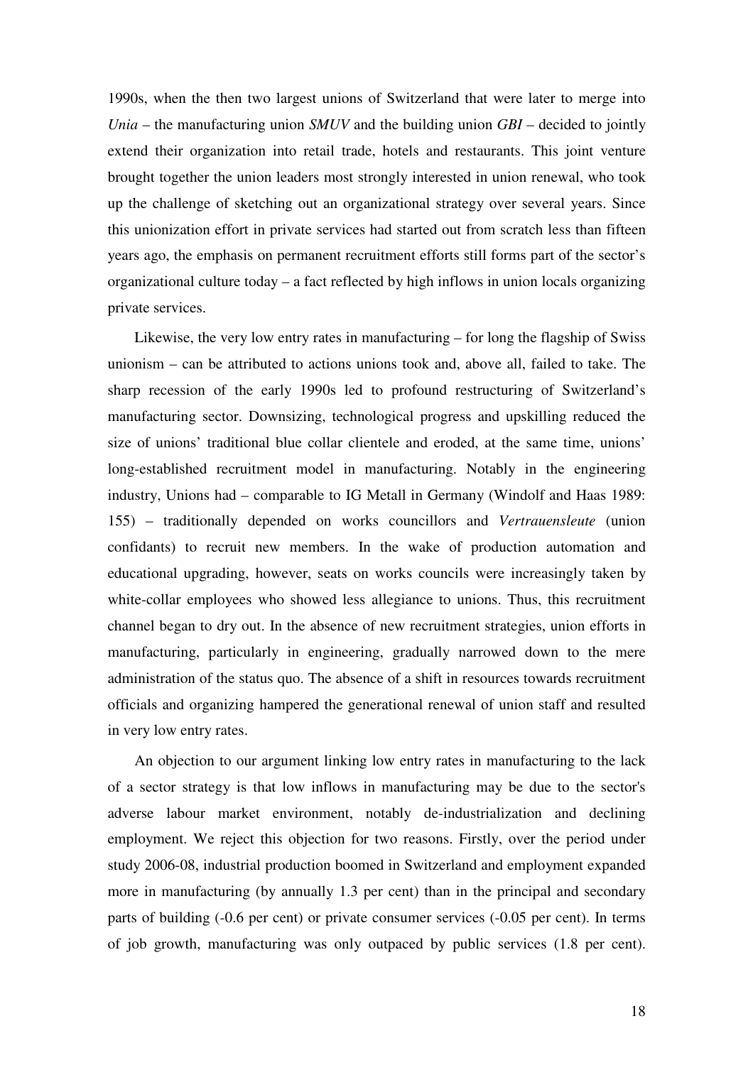1990s, when the then two largest unions of Switzerland that were later to merge into *Unia* – the manufacturing union *SMUV* and the building union *GBI* – decided to jointly extend their organization into retail trade, hotels and restaurants. This joint venture brought together the union leaders most strongly interested in union renewal, who took up the challenge of sketching out an organizational strategy over several years. Since this unionization effort in private services had started out from scratch less than fifteen years ago, the emphasis on permanent recruitment efforts still forms part of the sector's organizational culture today – a fact reflected by high inflows in union locals organizing private services.

Likewise, the very low entry rates in manufacturing – for long the flagship of Swiss unionism – can be attributed to actions unions took and, above all, failed to take. The sharp recession of the early 1990s led to profound restructuring of Switzerland's manufacturing sector. Downsizing, technological progress and upskilling reduced the size of unions' traditional blue collar clientele and eroded, at the same time, unions' long-established recruitment model in manufacturing. Notably in the engineering industry, Unions had – comparable to IG Metall in Germany (Windolf and Haas 1989: 155) – traditionally depended on works councillors and *Vertrauensleute* (union confidants) to recruit new members. In the wake of production automation and educational upgrading, however, seats on works councils were increasingly taken by white-collar employees who showed less allegiance to unions. Thus, this recruitment channel began to dry out. In the absence of new recruitment strategies, union efforts in manufacturing, particularly in engineering, gradually narrowed down to the mere administration of the status quo. The absence of a shift in resources towards recruitment officials and organizing hampered the generational renewal of union staff and resulted in very low entry rates.

An objection to our argument linking low entry rates in manufacturing to the lack of a sector strategy is that low inflows in manufacturing may be due to the sector's adverse labour market environment, notably de-industrialization and declining employment. We reject this objection for two reasons. Firstly, over the period under study 2006-08, industrial production boomed in Switzerland and employment expanded more in manufacturing (by annually 1.3 per cent) than in the principal and secondary parts of building (-0.6 per cent) or private consumer services (-0.05 per cent). In terms of job growth, manufacturing was only outpaced by public services (1.8 per cent).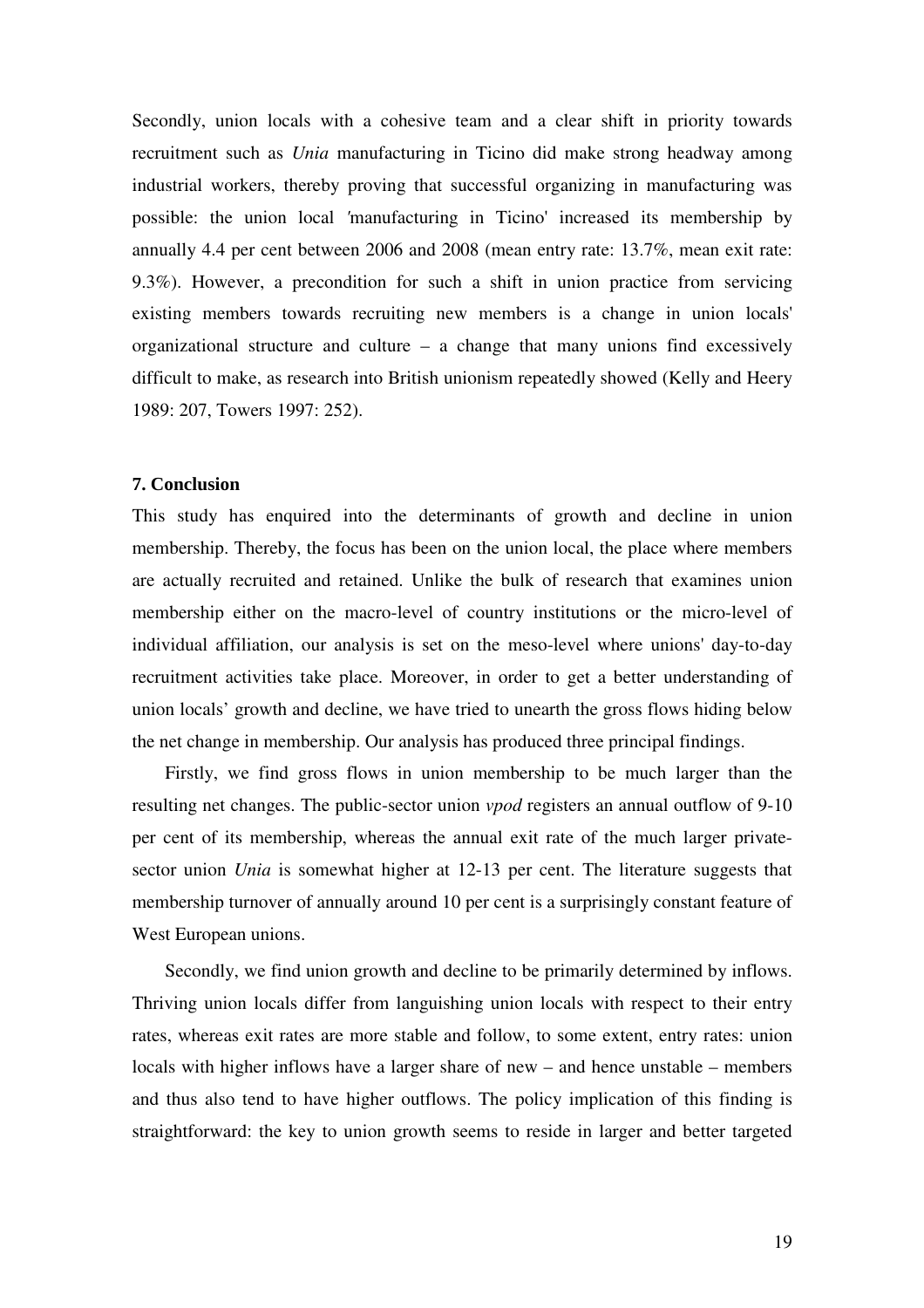Secondly, union locals with a cohesive team and a clear shift in priority towards recruitment such as *Unia* manufacturing in Ticino did make strong headway among industrial workers, thereby proving that successful organizing in manufacturing was possible: the union local 'manufacturing in Ticino' increased its membership by annually 4.4 per cent between 2006 and 2008 (mean entry rate: 13.7%, mean exit rate: 9.3%). However, a precondition for such a shift in union practice from servicing existing members towards recruiting new members is a change in union locals' organizational structure and culture – a change that many unions find excessively difficult to make, as research into British unionism repeatedly showed (Kelly and Heery 1989: 207, Towers 1997: 252).

### 7. Conclusion

This study has enquired into the determinants of growth and decline in union membership. Thereby, the focus has been on the union local, the place where members are actually recruited and retained. Unlike the bulk of research that examines union membership either on the macro-level of country institutions or the micro-level of individual affiliation, our analysis is set on the meso-level where unions' day-to-day recruitment activities take place. Moreover, in order to get a better understanding of union locals' growth and decline, we have tried to unearth the gross flows hiding below the net change in membership. Our analysis has produced three principal findings.

Firstly, we find gross flows in union membership to be much larger than the resulting net changes. The public-sector union *vpod* registers an annual outflow of 9-10 per cent of its membership, whereas the annual exit rate of the much larger private-sector union *Unia* is somewhat higher at 12-13 per cent. The literature suggests that membership turnover of annually around 10 per cent is a surprisingly constant feature of West European unions.

Secondly, we find union growth and decline to be primarily determined by inflows. Thriving union locals differ from languishing union locals with respect to their entry rates, whereas exit rates are more stable and follow, to some extent, entry rates: union locals with higher inflows have a larger share of new – and hence unstable – members and thus also tend to have higher outflows. The policy implication of this finding is straightforward: the key to union growth seems to reside in larger and better targeted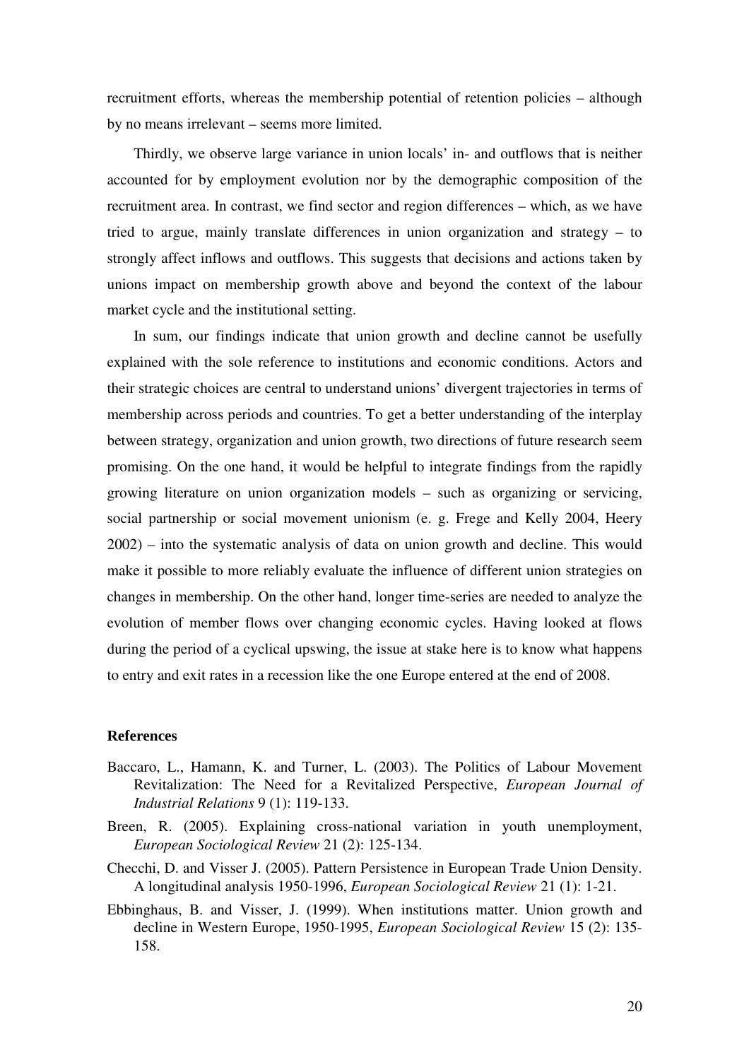recruitment efforts, whereas the membership potential of retention policies – although by no means irrelevant – seems more limited.

Thirdly, we observe large variance in union locals' in- and outflows that is neither accounted for by employment evolution nor by the demographic composition of the recruitment area. In contrast, we find sector and region differences – which, as we have tried to argue, mainly translate differences in union organization and strategy – to strongly affect inflows and outflows. This suggests that decisions and actions taken by unions impact on membership growth above and beyond the context of the labour market cycle and the institutional setting.

In sum, our findings indicate that union growth and decline cannot be usefully explained with the sole reference to institutions and economic conditions. Actors and their strategic choices are central to understand unions' divergent trajectories in terms of membership across periods and countries. To get a better understanding of the interplay between strategy, organization and union growth, two directions of future research seem promising. On the one hand, it would be helpful to integrate findings from the rapidly growing literature on union organization models – such as organizing or servicing, social partnership or social movement unionism (e. g. Frege and Kelly 2004, Heery 2002) – into the systematic analysis of data on union growth and decline. This would make it possible to more reliably evaluate the influence of different union strategies on changes in membership. On the other hand, longer time-series are needed to analyze the evolution of member flows over changing economic cycles. Having looked at flows during the period of a cyclical upswing, the issue at stake here is to know what happens to entry and exit rates in a recession like the one Europe entered at the end of 2008.

## References

Baccaro, L., Hamann, K. and Turner, L. (2003). The Politics of Labour Movement Revitalization: The Need for a Revitalized Perspective, *European Journal of Industrial Relations* 9 (1): 119-133.

Breen, R. (2005). Explaining cross-national variation in youth unemployment, *European Sociological Review* 21 (2): 125-134.

Checchi, D. and Visser J. (2005). Pattern Persistence in European Trade Union Density. A longitudinal analysis 1950-1996, *European Sociological Review* 21 (1): 1-21.

Ebbinghaus, B. and Visser, J. (1999). When institutions matter. Union growth and decline in Western Europe, 1950-1995, *European Sociological Review* 15 (2): 135-158.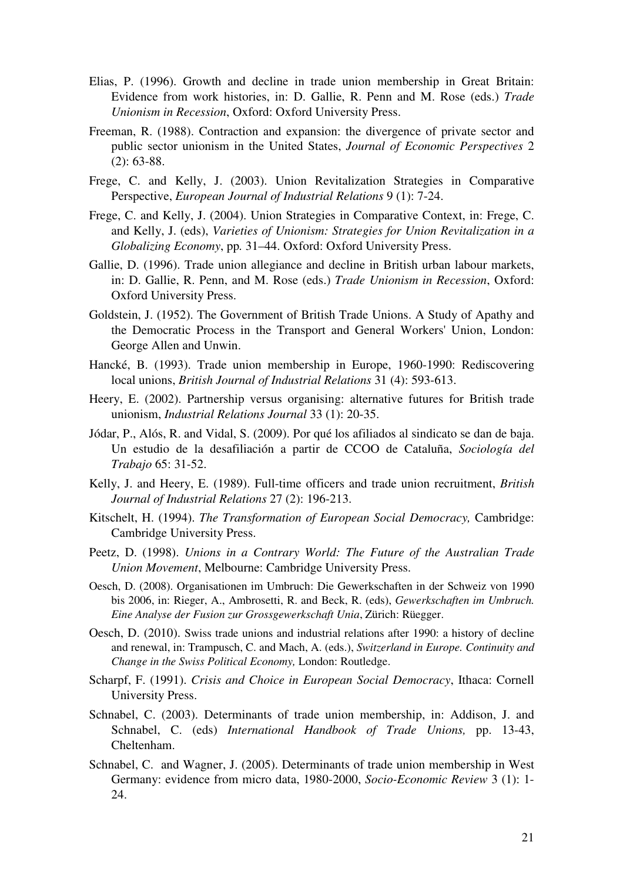Elias, P. (1996). Growth and decline in trade union membership in Great Britain: Evidence from work histories, in: D. Gallie, R. Penn and M. Rose (eds.) *Trade Unionism in Recession*, Oxford: Oxford University Press.

Freeman, R. (1988). Contraction and expansion: the divergence of private sector and public sector unionism in the United States, *Journal of Economic Perspectives* 2 (2): 63-88.

Frege, C. and Kelly, J. (2003). Union Revitalization Strategies in Comparative Perspective, *European Journal of Industrial Relations* 9 (1): 7-24.

Frege, C. and Kelly, J. (2004). Union Strategies in Comparative Context, in: Frege, C. and Kelly, J. (eds), *Varieties of Unionism: Strategies for Union Revitalization in a Globalizing Economy*, pp. 31–44. Oxford: Oxford University Press.

Gallie, D. (1996). Trade union allegiance and decline in British urban labour markets, in: D. Gallie, R. Penn, and M. Rose (eds.) *Trade Unionism in Recession*, Oxford: Oxford University Press.

Goldstein, J. (1952). The Government of British Trade Unions. A Study of Apathy and the Democratic Process in the Transport and General Workers' Union, London: George Allen and Unwin.

Hancké, B. (1993). Trade union membership in Europe, 1960-1990: Rediscovering local unions, *British Journal of Industrial Relations* 31 (4): 593-613.

Heery, E. (2002). Partnership versus organising: alternative futures for British trade unionism, *Industrial Relations Journal* 33 (1): 20-35.

Jódar, P., Alós, R. and Vidal, S. (2009). Por qué los afiliados al sindicato se dan de baja. Un estudio de la desafiliación a partir de CCOO de Cataluña, *Sociología del Trabajo* 65: 31-52.

Kelly, J. and Heery, E. (1989). Full-time officers and trade union recruitment, *British Journal of Industrial Relations* 27 (2): 196-213.

Kitschelt, H. (1994). *The Transformation of European Social Democracy,* Cambridge: Cambridge University Press.

Peetz, D. (1998). *Unions in a Contrary World: The Future of the Australian Trade Union Movement*, Melbourne: Cambridge University Press.

Oesch, D. (2008). Organisationen im Umbruch: Die Gewerkschaften in der Schweiz von 1990 bis 2006, in: Rieger, A., Ambrosetti, R. and Beck, R. (eds), *Gewerkschaften im Umbruch. Eine Analyse der Fusion zur Grossgewerkschaft Unia*, Zürich: Rüegger.

Oesch, D. (2010). Swiss trade unions and industrial relations after 1990: a history of decline and renewal, in: Trampusch, C. and Mach, A. (eds.), *Switzerland in Europe. Continuity and Change in the Swiss Political Economy,* London: Routledge.

Scharpf, F. (1991). *Crisis and Choice in European Social Democracy*, Ithaca: Cornell University Press.

Schnabel, C. (2003). Determinants of trade union membership, in: Addison, J. and Schnabel, C. (eds) *International Handbook of Trade Unions,* pp. 13-43, Cheltenham.

Schnabel, C. and Wagner, J. (2005). Determinants of trade union membership in West Germany: evidence from micro data, 1980-2000, *Socio-Economic Review* 3 (1): 1-24.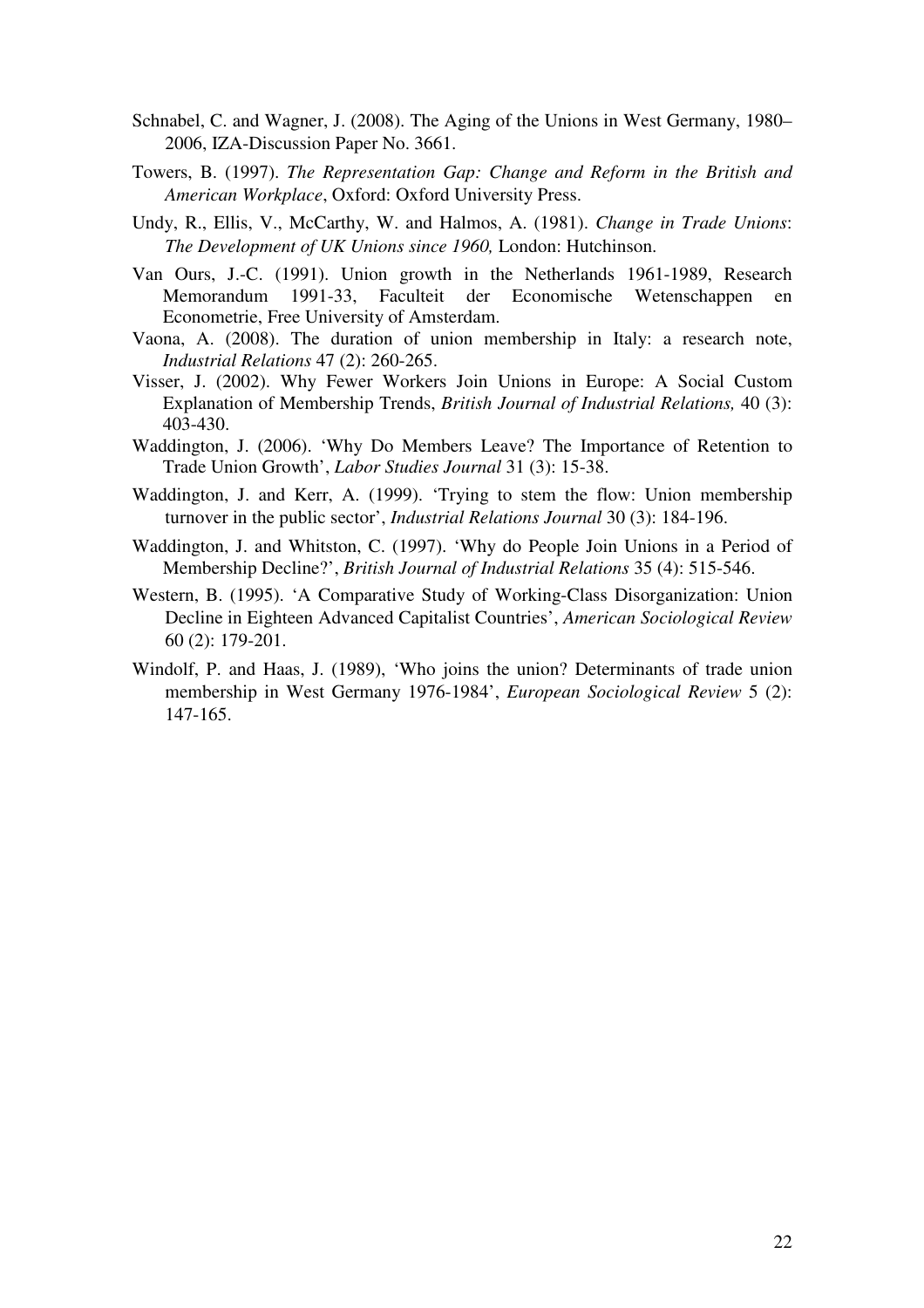Schnabel, C. and Wagner, J. (2008). The Aging of the Unions in West Germany, 1980–2006, IZA-Discussion Paper No. 3661.

Towers, B. (1997). *The Representation Gap: Change and Reform in the British and American Workplace*, Oxford: Oxford University Press.

Undy, R., Ellis, V., McCarthy, W. and Halmos, A. (1981). *Change in Trade Unions*: *The Development of UK Unions since 1960,* London: Hutchinson.

Van Ours, J.-C. (1991). Union growth in the Netherlands 1961-1989, Research Memorandum 1991-33, Faculteit der Economische Wetenschappen en Econometrie, Free University of Amsterdam.

Vaona, A. (2008). The duration of union membership in Italy: a research note, *Industrial Relations* 47 (2): 260-265.

Visser, J. (2002). Why Fewer Workers Join Unions in Europe: A Social Custom Explanation of Membership Trends, *British Journal of Industrial Relations,* 40 (3): 403-430.

Waddington, J. (2006). 'Why Do Members Leave? The Importance of Retention to Trade Union Growth', *Labor Studies Journal* 31 (3): 15-38.

Waddington, J. and Kerr, A. (1999). 'Trying to stem the flow: Union membership turnover in the public sector', *Industrial Relations Journal* 30 (3): 184-196.

Waddington, J. and Whitston, C. (1997). 'Why do People Join Unions in a Period of Membership Decline?', *British Journal of Industrial Relations* 35 (4): 515-546.

Western, B. (1995). 'A Comparative Study of Working-Class Disorganization: Union Decline in Eighteen Advanced Capitalist Countries', *American Sociological Review* 60 (2): 179-201.

Windolf, P. and Haas, J. (1989), 'Who joins the union? Determinants of trade union membership in West Germany 1976-1984', *European Sociological Review* 5 (2): 147-165.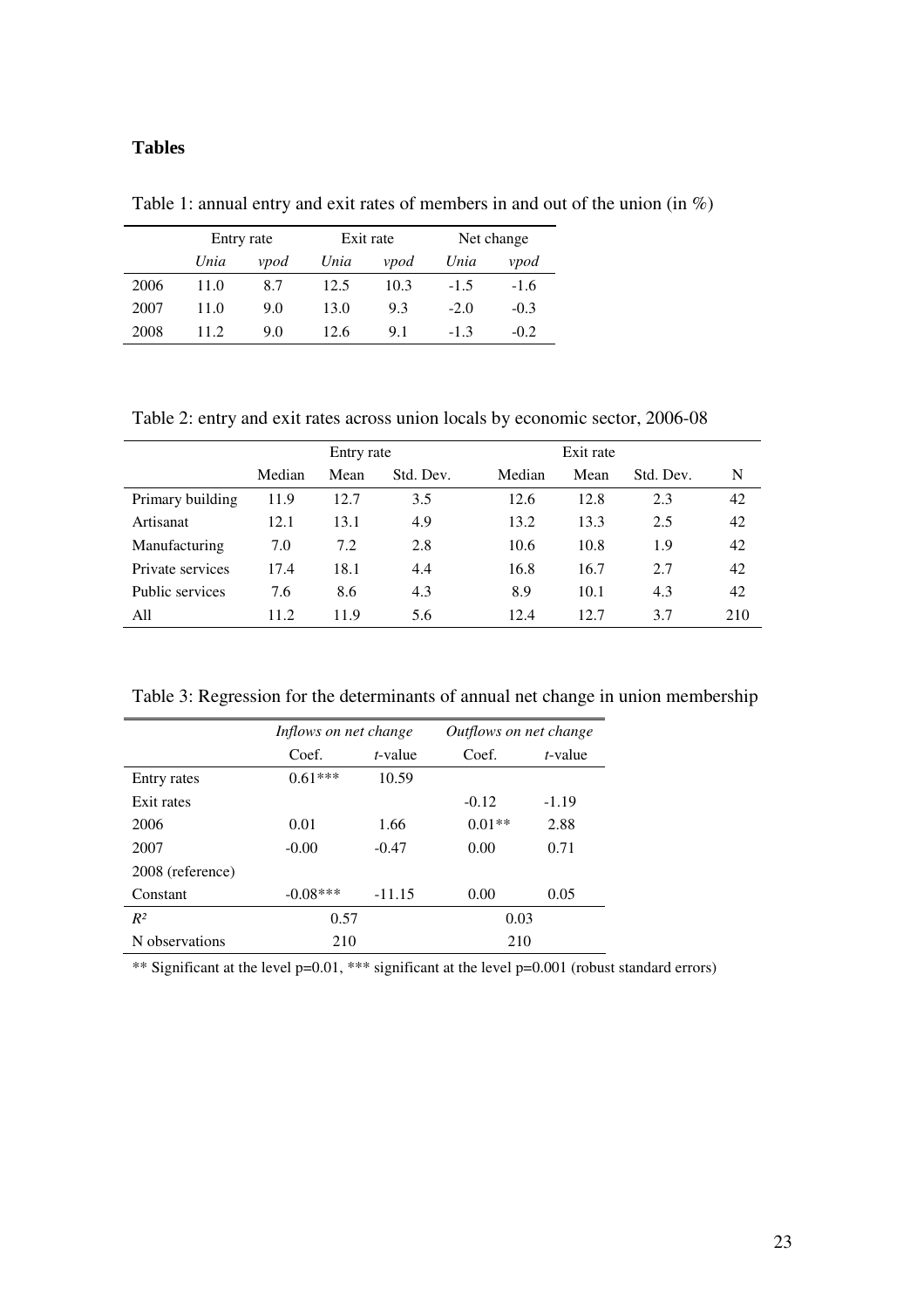## Tables

Table 1: annual entry and exit rates of members in and out of the union (in %)

| | Entry rate | | Exit rate | | Net change | |
|---|---|---|---|---|---|---|
| | *Unia* | *vpod* | *Unia* | *vpod* | *Unia* | *vpod* |
| 2006 | 11.0 | 8.7 | 12.5 | 10.3 | -1.5 | -1.6 |
| 2007 | 11.0 | 9.0 | 13.0 | 9.3 | -2.0 | -0.3 |
| 2008 | 11.2 | 9.0 | 12.6 | 9.1 | -1.3 | -0.2 |

Table 2: entry and exit rates across union locals by economic sector, 2006-08

| | Entry rate | | | Exit rate | | | |
|---|---|---|---|---|---|---|---|
| | Median | Mean | Std. Dev. | Median | Mean | Std. Dev. | N |
| Primary building | 11.9 | 12.7 | 3.5 | 12.6 | 12.8 | 2.3 | 42 |
| Artisanat | 12.1 | 13.1 | 4.9 | 13.2 | 13.3 | 2.5 | 42 |
| Manufacturing | 7.0 | 7.2 | 2.8 | 10.6 | 10.8 | 1.9 | 42 |
| Private services | 17.4 | 18.1 | 4.4 | 16.8 | 16.7 | 2.7 | 42 |
| Public services | 7.6 | 8.6 | 4.3 | 8.9 | 10.1 | 4.3 | 42 |
| All | 11.2 | 11.9 | 5.6 | 12.4 | 12.7 | 3.7 | 210 |

Table 3: Regression for the determinants of annual net change in union membership

| | *Inflows on net change* | | *Outflows on net change* | |
|---|---|---|---|---|
| | Coef. | *t*-value | Coef. | *t*-value |
| Entry rates | 0.61*** | 10.59 | | |
| Exit rates | | | -0.12 | -1.19 |
| 2006 | 0.01 | 1.66 | 0.01** | 2.88 |
| 2007 | -0.00 | -0.47 | 0.00 | 0.71 |
| 2008 (reference) | | | | |
| Constant | -0.08*** | -11.15 | 0.00 | 0.05 |
| $R^2$ | 0.57 | | 0.03 | |
| N observations | 210 | | 210 | |

** Significant at the level p=0.01, *** significant at the level p=0.001 (robust standard errors)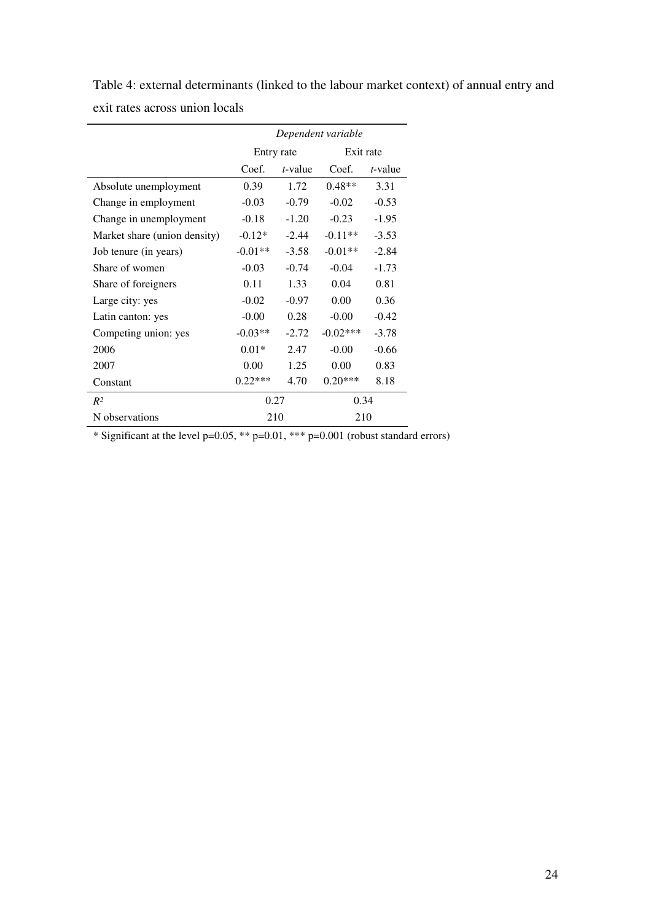Table 4: external determinants (linked to the labour market context) of annual entry and exit rates across union locals

| | *Dependent variable* | | | |
|---|---|---|---|---|
| | Entry rate | | Exit rate | |
| | Coef. | *t*-value | Coef. | *t*-value |
| Absolute unemployment | 0.39 | 1.72 | 0.48** | 3.31 |
| Change in employment | -0.03 | -0.79 | -0.02 | -0.53 |
| Change in unemployment | -0.18 | -1.20 | -0.23 | -1.95 |
| Market share (union density) | -0.12* | -2.44 | -0.11** | -3.53 |
| Job tenure (in years) | -0.01** | -3.58 | -0.01** | -2.84 |
| Share of women | -0.03 | -0.74 | -0.04 | -1.73 |
| Share of foreigners | 0.11 | 1.33 | 0.04 | 0.81 |
| Large city: yes | -0.02 | -0.97 | 0.00 | 0.36 |
| Latin canton: yes | -0.00 | 0.28 | -0.00 | -0.42 |
| Competing union: yes | -0.03** | -2.72 | -0.02*** | -3.78 |
| 2006 | 0.01* | 2.47 | -0.00 | -0.66 |
| 2007 | 0.00 | 1.25 | 0.00 | 0.83 |
| Constant | 0.22*** | 4.70 | 0.20*** | 8.18 |
| $R^2$ | 0.27 | | 0.34 | |
| N observations | 210 | | 210 | |

* Significant at the level p=0.05, ** p=0.01, *** p=0.001 (robust standard errors)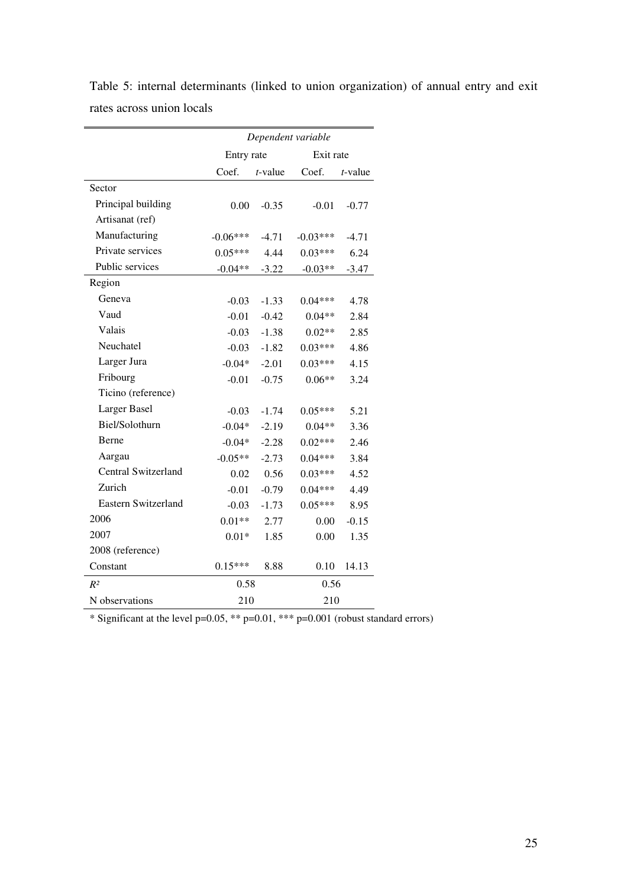Table 5: internal determinants (linked to union organization) of annual entry and exit rates across union locals

| | *Dependent variable* | | | |
|---|---|---|---|---|
| | Entry rate | | Exit rate | |
| | Coef. | *t*-value | Coef. | *t*-value |
| Sector | | | | |
| Principal building | 0.00 | -0.35 | -0.01 | -0.77 |
| Artisanat (ref) | | | | |
| Manufacturing | -0.06*** | -4.71 | -0.03*** | -4.71 |
| Private services | 0.05*** | 4.44 | 0.03*** | 6.24 |
| Public services | -0.04** | -3.22 | -0.03** | -3.47 |
| Region | | | | |
| Geneva | -0.03 | -1.33 | 0.04*** | 4.78 |
| Vaud | -0.01 | -0.42 | 0.04** | 2.84 |
| Valais | -0.03 | -1.38 | 0.02** | 2.85 |
| Neuchatel | -0.03 | -1.82 | 0.03*** | 4.86 |
| Larger Jura | -0.04* | -2.01 | 0.03*** | 4.15 |
| Fribourg | -0.01 | -0.75 | 0.06** | 3.24 |
| Ticino (reference) | | | | |
| Larger Basel | -0.03 | -1.74 | 0.05*** | 5.21 |
| Biel/Solothurn | -0.04* | -2.19 | 0.04** | 3.36 |
| Berne | -0.04* | -2.28 | 0.02*** | 2.46 |
| Aargau | -0.05** | -2.73 | 0.04*** | 3.84 |
| Central Switzerland | 0.02 | 0.56 | 0.03*** | 4.52 |
| Zurich | -0.01 | -0.79 | 0.04*** | 4.49 |
| Eastern Switzerland | -0.03 | -1.73 | 0.05*** | 8.95 |
| 2006 | 0.01** | 2.77 | 0.00 | -0.15 |
| 2007 | 0.01* | 1.85 | 0.00 | 1.35 |
| 2008 (reference) | | | | |
| Constant | 0.15*** | 8.88 | 0.10 | 14.13 |
| $R^2$ | 0.58 | | 0.56 | |
| N observations | 210 | | 210 | |

\* Significant at the level p=0.05, ** p=0.01, *** p=0.001 (robust standard errors)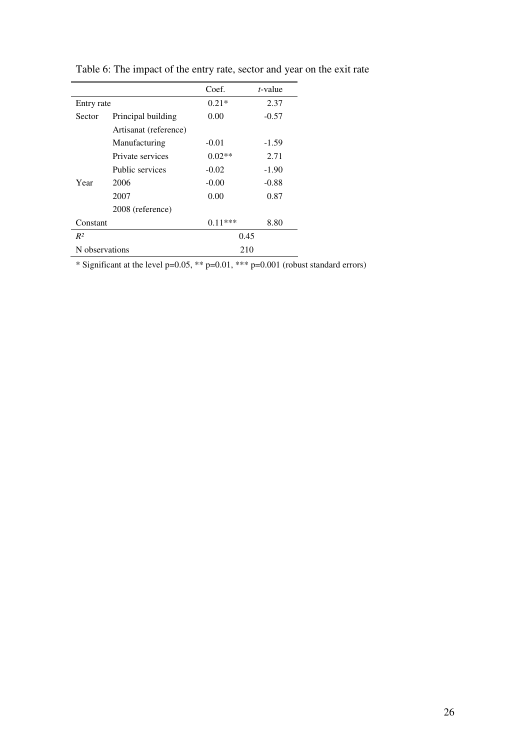Table 6: The impact of the entry rate, sector and year on the exit rate

| | | Coef. | *t*-value |
|---|---|---|---|
| Entry rate | | 0.21* | 2.37 |
| Sector | Principal building | 0.00 | -0.57 |
| | Artisanat (reference) | | |
| | Manufacturing | -0.01 | -1.59 |
| | Private services | 0.02** | 2.71 |
| | Public services | -0.02 | -1.90 |
| Year | 2006 | -0.00 | -0.88 |
| | 2007 | 0.00 | 0.87 |
| | 2008 (reference) | | |
| Constant | | 0.11*** | 8.80 |
| $R^2$ | | 0.45 | |
| N observations | | 210 | |

* Significant at the level p=0.05, ** p=0.01, *** p=0.001 (robust standard errors)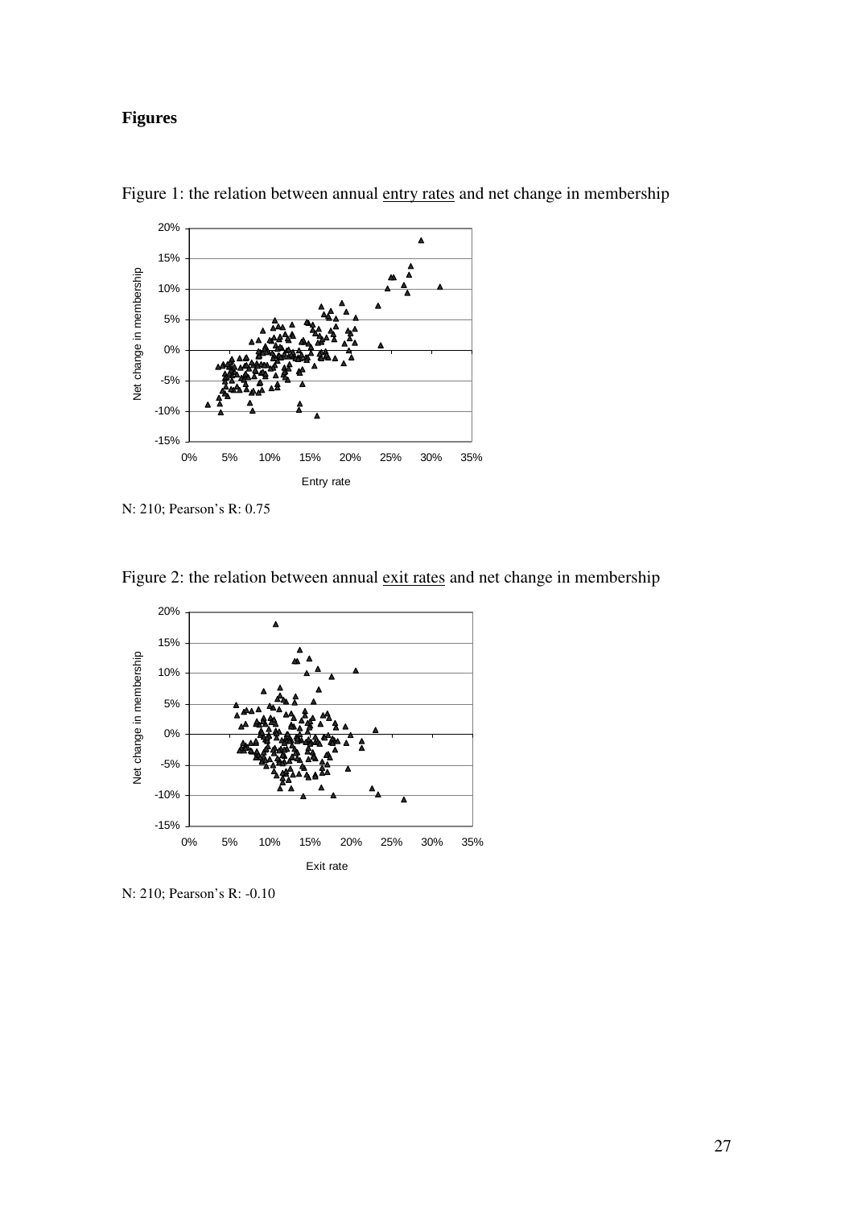## Figures

Figure 1: the relation between annual <u>entry rates</u> and net change in membership

N: 210; Pearson's R: 0.75

Figure 2: the relation between annual <u>exit rates</u> and net change in membership

N: 210; Pearson's R: -0.10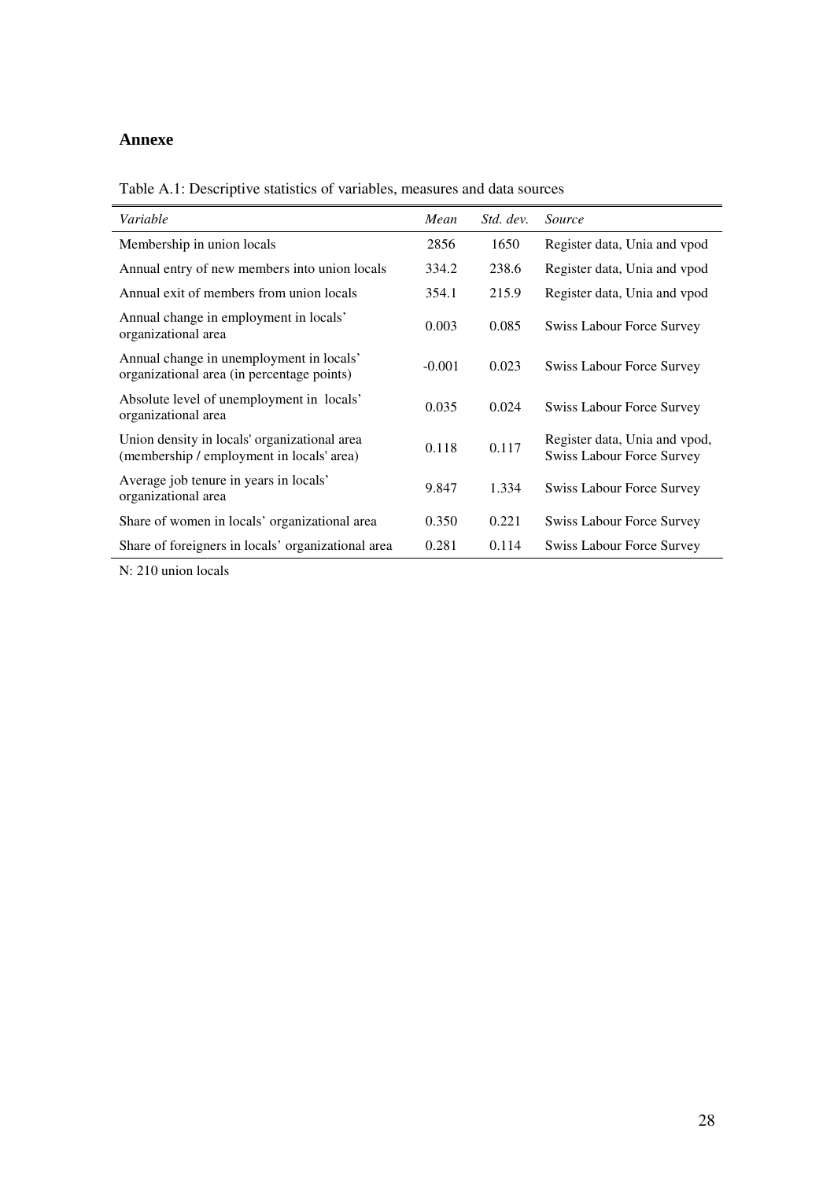## Annexe

Table A.1: Descriptive statistics of variables, measures and data sources

| *Variable* | *Mean* | *Std. dev.* | *Source* |
|---|---|---|---|
| Membership in union locals | 2856 | 1650 | Register data, Unia and vpod |
| Annual entry of new members into union locals | 334.2 | 238.6 | Register data, Unia and vpod |
| Annual exit of members from union locals | 354.1 | 215.9 | Register data, Unia and vpod |
| Annual change in employment in locals' organizational area | 0.003 | 0.085 | Swiss Labour Force Survey |
| Annual change in unemployment in locals' organizational area (in percentage points) | -0.001 | 0.023 | Swiss Labour Force Survey |
| Absolute level of unemployment in locals' organizational area | 0.035 | 0.024 | Swiss Labour Force Survey |
| Union density in locals' organizational area (membership / employment in locals' area) | 0.118 | 0.117 | Register data, Unia and vpod, Swiss Labour Force Survey |
| Average job tenure in years in locals' organizational area | 9.847 | 1.334 | Swiss Labour Force Survey |
| Share of women in locals' organizational area | 0.350 | 0.221 | Swiss Labour Force Survey |
| Share of foreigners in locals' organizational area | 0.281 | 0.114 | Swiss Labour Force Survey |

N: 210 union locals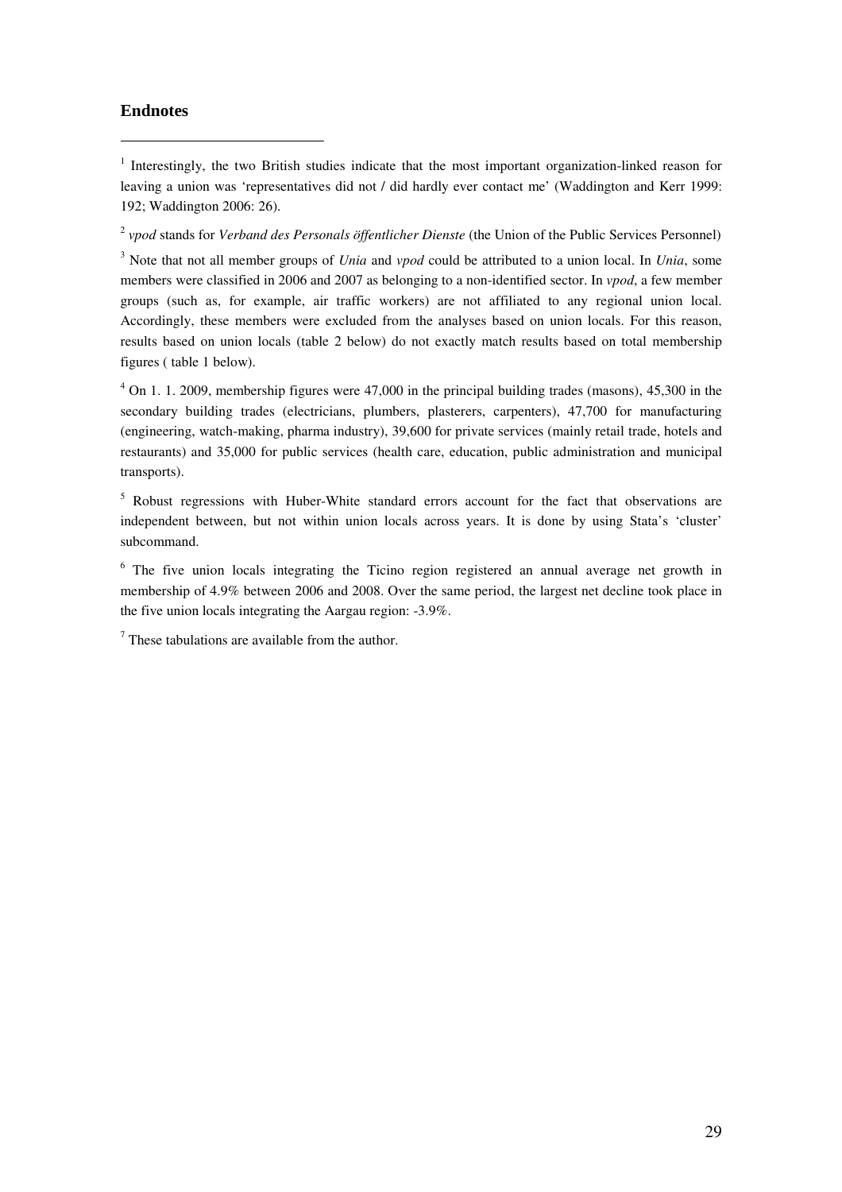## Endnotes

[1] Interestingly, the two British studies indicate that the most important organization-linked reason for leaving a union was 'representatives did not / did hardly ever contact me' (Waddington and Kerr 1999: 192; Waddington 2006: 26).

[2] *vpod* stands for *Verband des Personals öffentlicher Dienste* (the Union of the Public Services Personnel)

[3] Note that not all member groups of *Unia* and *vpod* could be attributed to a union local. In *Unia*, some members were classified in 2006 and 2007 as belonging to a non-identified sector. In *vpod*, a few member groups (such as, for example, air traffic workers) are not affiliated to any regional union local. Accordingly, these members were excluded from the analyses based on union locals. For this reason, results based on union locals (table 2 below) do not exactly match results based on total membership figures ( table 1 below).

[4] On 1. 1. 2009, membership figures were 47,000 in the principal building trades (masons), 45,300 in the secondary building trades (electricians, plumbers, plasterers, carpenters), 47,700 for manufacturing (engineering, watch-making, pharma industry), 39,600 for private services (mainly retail trade, hotels and restaurants) and 35,000 for public services (health care, education, public administration and municipal transports).

[5] Robust regressions with Huber-White standard errors account for the fact that observations are independent between, but not within union locals across years. It is done by using Stata's 'cluster' subcommand.

[6] The five union locals integrating the Ticino region registered an annual average net growth in membership of 4.9% between 2006 and 2008. Over the same period, the largest net decline took place in the five union locals integrating the Aargau region: -3.9%.

[7] These tabulations are available from the author.